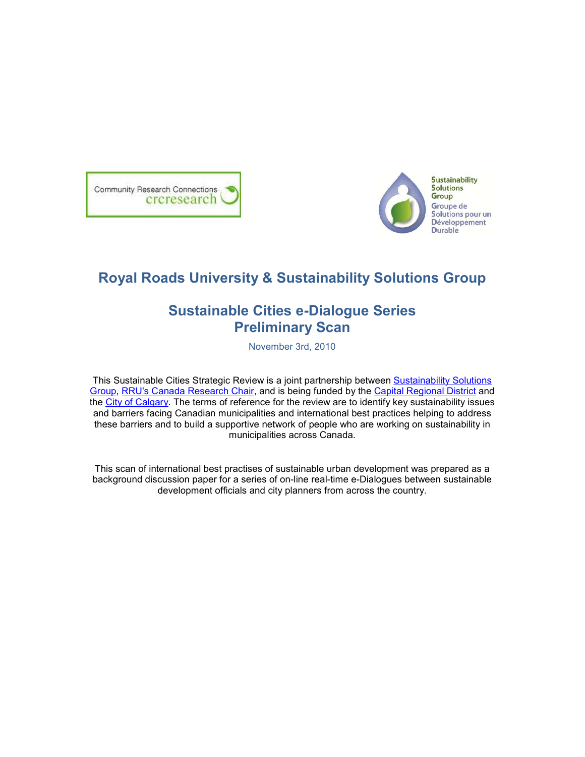Community Research Connections crcresearch

Sustainability Solutions Group
Groupe de Solutions pour un Développement Durable

# Royal Roads University & Sustainability Solutions Group

## Sustainable Cities e-Dialogue Series
## Preliminary Scan

November 3rd, 2010

This Sustainable Cities Strategic Review is a joint partnership between Sustainability Solutions Group, RRU's Canada Research Chair, and is being funded by the Capital Regional District and the City of Calgary. The terms of reference for the review are to identify key sustainability issues and barriers facing Canadian municipalities and international best practices helping to address these barriers and to build a supportive network of people who are working on sustainability in municipalities across Canada.

This scan of international best practises of sustainable urban development was prepared as a background discussion paper for a series of on-line real-time e-Dialogues between sustainable development officials and city planners from across the country.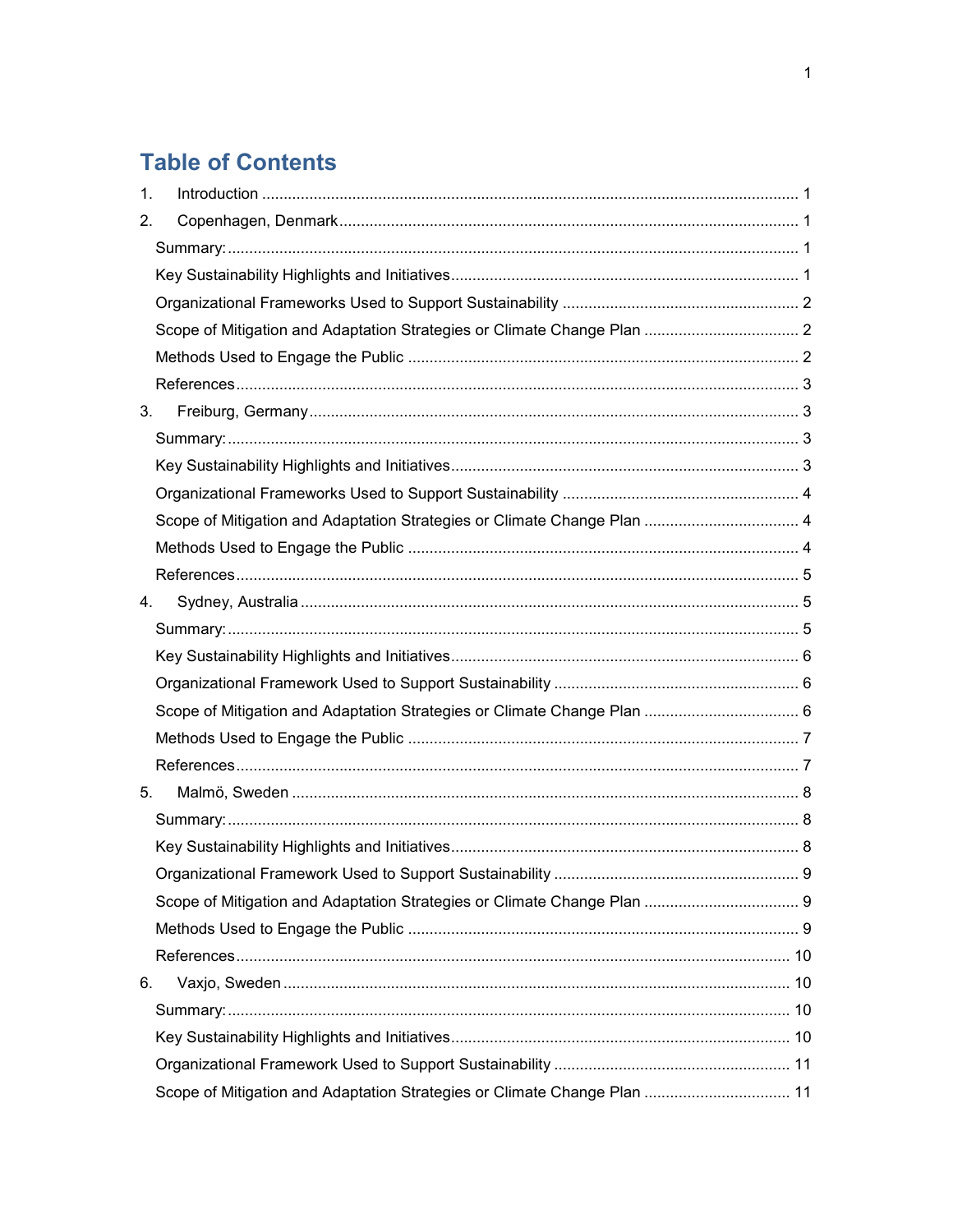# Table of Contents

1. Introduction ........................................................................................................... 1
2. Copenhagen, Denmark ......................................................................................... 1
   - Summary: ............................................................................................................ 1
   - Key Sustainability Highlights and Initiatives ......................................................... 1
   - Organizational Frameworks Used to Support Sustainability ................................. 2
   - Scope of Mitigation and Adaptation Strategies or Climate Change Plan ............... 2
   - Methods Used to Engage the Public ..................................................................... 2
   - References ........................................................................................................... 3
3. Freiburg, Germany ................................................................................................ 3
   - Summary: ............................................................................................................ 3
   - Key Sustainability Highlights and Initiatives ......................................................... 3
   - Organizational Frameworks Used to Support Sustainability ................................. 4
   - Scope of Mitigation and Adaptation Strategies or Climate Change Plan ............... 4
   - Methods Used to Engage the Public ..................................................................... 4
   - References ........................................................................................................... 5
4. Sydney, Australia .................................................................................................. 5
   - Summary: ............................................................................................................ 5
   - Key Sustainability Highlights and Initiatives ......................................................... 6
   - Organizational Framework Used to Support Sustainability ................................... 6
   - Scope of Mitigation and Adaptation Strategies or Climate Change Plan ............... 6
   - Methods Used to Engage the Public ..................................................................... 7
   - References ........................................................................................................... 7
5. Malmö, Sweden .................................................................................................... 8
   - Summary: ............................................................................................................ 8
   - Key Sustainability Highlights and Initiatives ......................................................... 8
   - Organizational Framework Used to Support Sustainability ................................... 9
   - Scope of Mitigation and Adaptation Strategies or Climate Change Plan ............... 9
   - Methods Used to Engage the Public ..................................................................... 9
   - References ......................................................................................................... 10
6. Vaxjo, Sweden .................................................................................................... 10
   - Summary: .......................................................................................................... 10
   - Key Sustainability Highlights and Initiatives ....................................................... 10
   - Organizational Framework Used to Support Sustainability ................................. 11
   - Scope of Mitigation and Adaptation Strategies or Climate Change Plan ............. 11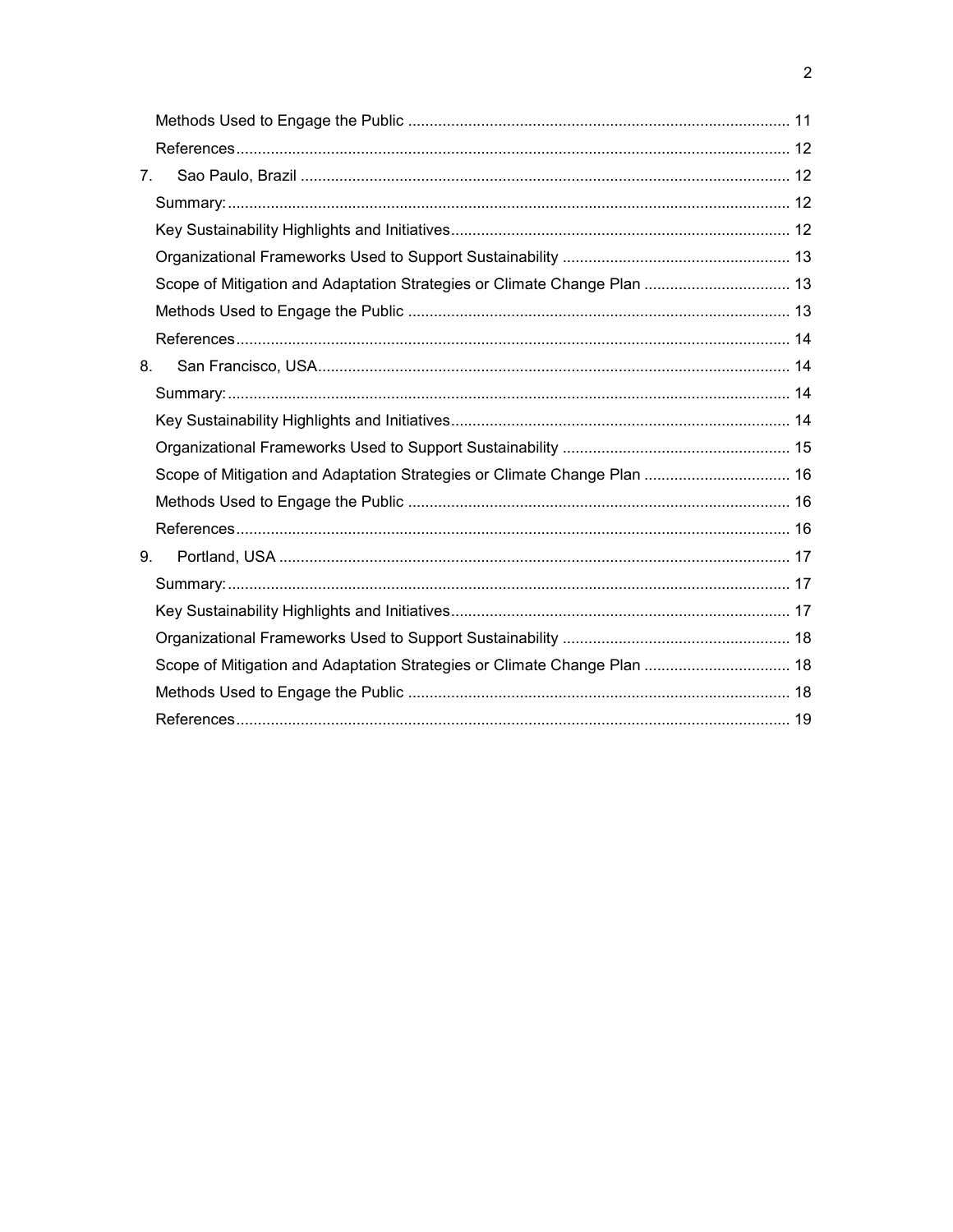Methods Used to Engage the Public ........................................................................................ 11

References ................................................................................................................ 12

7. Sao Paulo, Brazil ................................................................................................. 12

Summary: .................................................................................................................. 12

Key Sustainability Highlights and Initiatives .............................................................................. 12

Organizational Frameworks Used to Support Sustainability ..................................................... 13

Scope of Mitigation and Adaptation Strategies or Climate Change Plan .................................. 13

Methods Used to Engage the Public ........................................................................................ 13

References ................................................................................................................ 14

8. San Francisco, USA ............................................................................................. 14

Summary: .................................................................................................................. 14

Key Sustainability Highlights and Initiatives .............................................................................. 14

Organizational Frameworks Used to Support Sustainability ..................................................... 15

Scope of Mitigation and Adaptation Strategies or Climate Change Plan .................................. 16

Methods Used to Engage the Public ........................................................................................ 16

References ................................................................................................................ 16

9. Portland, USA ...................................................................................................... 17

Summary: .................................................................................................................. 17

Key Sustainability Highlights and Initiatives .............................................................................. 17

Organizational Frameworks Used to Support Sustainability ..................................................... 18

Scope of Mitigation and Adaptation Strategies or Climate Change Plan .................................. 18

Methods Used to Engage the Public ........................................................................................ 18

References ................................................................................................................ 19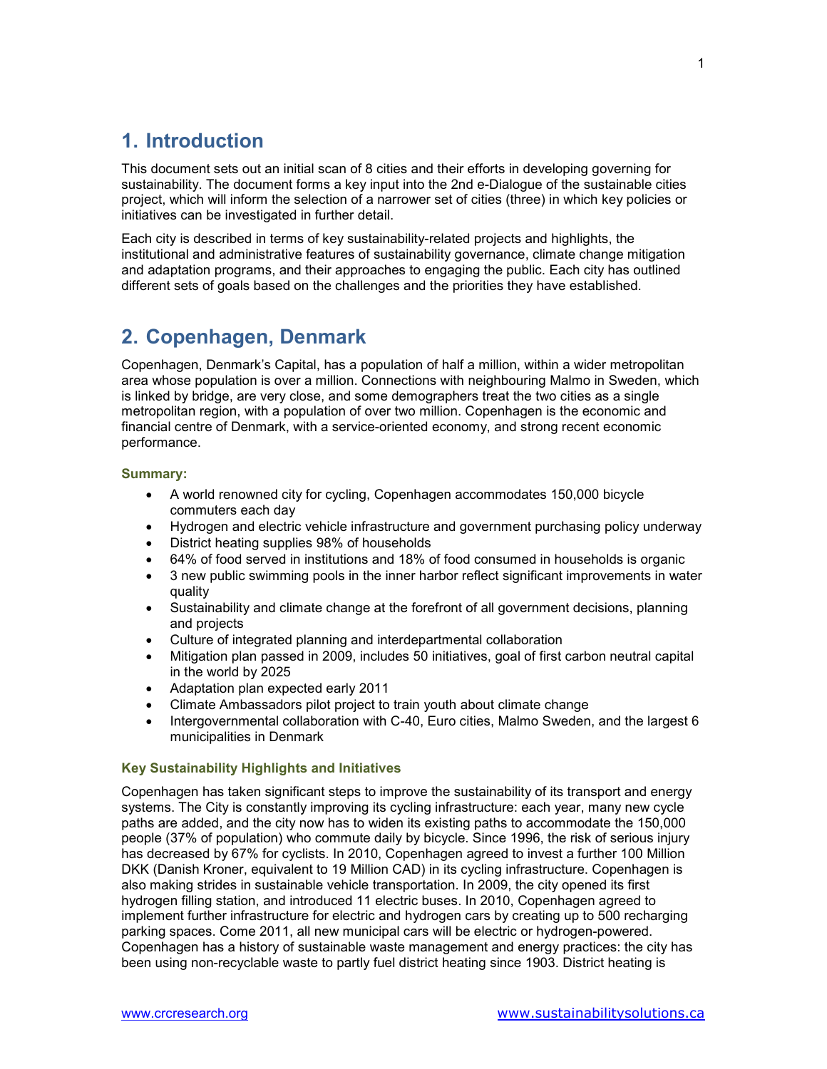# 1. Introduction

This document sets out an initial scan of 8 cities and their efforts in developing governing for sustainability. The document forms a key input into the 2nd e-Dialogue of the sustainable cities project, which will inform the selection of a narrower set of cities (three) in which key policies or initiatives can be investigated in further detail.

Each city is described in terms of key sustainability-related projects and highlights, the institutional and administrative features of sustainability governance, climate change mitigation and adaptation programs, and their approaches to engaging the public. Each city has outlined different sets of goals based on the challenges and the priorities they have established.

# 2. Copenhagen, Denmark

Copenhagen, Denmark's Capital, has a population of half a million, within a wider metropolitan area whose population is over a million. Connections with neighbouring Malmo in Sweden, which is linked by bridge, are very close, and some demographers treat the two cities as a single metropolitan region, with a population of over two million. Copenhagen is the economic and financial centre of Denmark, with a service-oriented economy, and strong recent economic performance.

### Summary:

- A world renowned city for cycling, Copenhagen accommodates 150,000 bicycle commuters each day
- Hydrogen and electric vehicle infrastructure and government purchasing policy underway
- District heating supplies 98% of households
- 64% of food served in institutions and 18% of food consumed in households is organic
- 3 new public swimming pools in the inner harbor reflect significant improvements in water quality
- Sustainability and climate change at the forefront of all government decisions, planning and projects
- Culture of integrated planning and interdepartmental collaboration
- Mitigation plan passed in 2009, includes 50 initiatives, goal of first carbon neutral capital in the world by 2025
- Adaptation plan expected early 2011
- Climate Ambassadors pilot project to train youth about climate change
- Intergovernmental collaboration with C-40, Euro cities, Malmo Sweden, and the largest 6 municipalities in Denmark

### Key Sustainability Highlights and Initiatives

Copenhagen has taken significant steps to improve the sustainability of its transport and energy systems. The City is constantly improving its cycling infrastructure: each year, many new cycle paths are added, and the city now has to widen its existing paths to accommodate the 150,000 people (37% of population) who commute daily by bicycle. Since 1996, the risk of serious injury has decreased by 67% for cyclists. In 2010, Copenhagen agreed to invest a further 100 Million DKK (Danish Kroner, equivalent to 19 Million CAD) in its cycling infrastructure. Copenhagen is also making strides in sustainable vehicle transportation. In 2009, the city opened its first hydrogen filling station, and introduced 11 electric buses. In 2010, Copenhagen agreed to implement further infrastructure for electric and hydrogen cars by creating up to 500 recharging parking spaces. Come 2011, all new municipal cars will be electric or hydrogen-powered. Copenhagen has a history of sustainable waste management and energy practices: the city has been using non-recyclable waste to partly fuel district heating since 1903. District heating is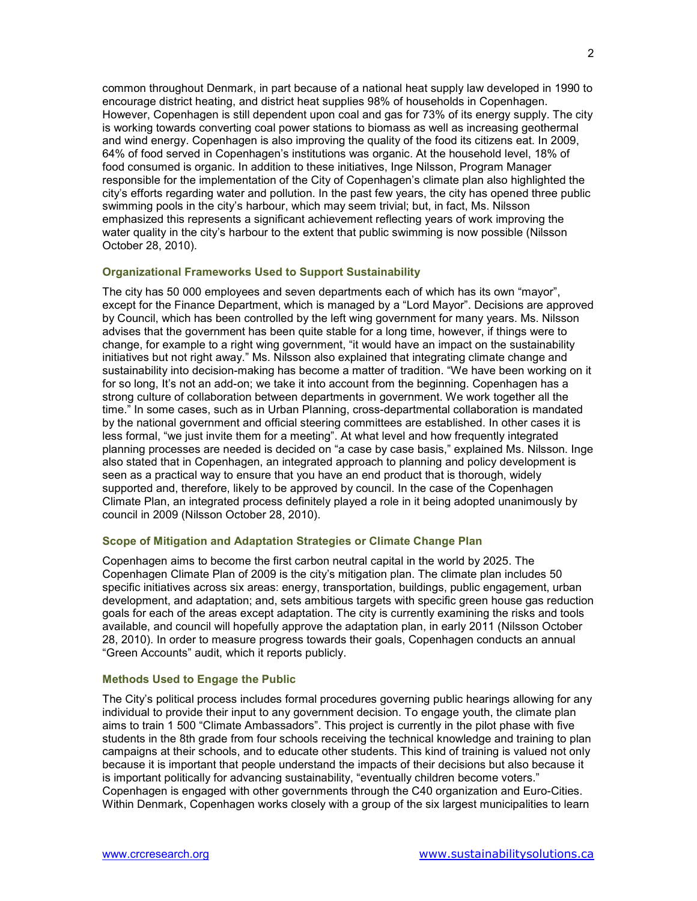common throughout Denmark, in part because of a national heat supply law developed in 1990 to encourage district heating, and district heat supplies 98% of households in Copenhagen. However, Copenhagen is still dependent upon coal and gas for 73% of its energy supply. The city is working towards converting coal power stations to biomass as well as increasing geothermal and wind energy. Copenhagen is also improving the quality of the food its citizens eat. In 2009, 64% of food served in Copenhagen's institutions was organic. At the household level, 18% of food consumed is organic. In addition to these initiatives, Inge Nilsson, Program Manager responsible for the implementation of the City of Copenhagen's climate plan also highlighted the city's efforts regarding water and pollution. In the past few years, the city has opened three public swimming pools in the city's harbour, which may seem trivial; but, in fact, Ms. Nilsson emphasized this represents a significant achievement reflecting years of work improving the water quality in the city's harbour to the extent that public swimming is now possible (Nilsson October 28, 2010).

### Organizational Frameworks Used to Support Sustainability

The city has 50 000 employees and seven departments each of which has its own "mayor", except for the Finance Department, which is managed by a "Lord Mayor". Decisions are approved by Council, which has been controlled by the left wing government for many years. Ms. Nilsson advises that the government has been quite stable for a long time, however, if things were to change, for example to a right wing government, "it would have an impact on the sustainability initiatives but not right away." Ms. Nilsson also explained that integrating climate change and sustainability into decision-making has become a matter of tradition. "We have been working on it for so long, It's not an add-on; we take it into account from the beginning. Copenhagen has a strong culture of collaboration between departments in government. We work together all the time." In some cases, such as in Urban Planning, cross-departmental collaboration is mandated by the national government and official steering committees are established. In other cases it is less formal, "we just invite them for a meeting". At what level and how frequently integrated planning processes are needed is decided on "a case by case basis," explained Ms. Nilsson. Inge also stated that in Copenhagen, an integrated approach to planning and policy development is seen as a practical way to ensure that you have an end product that is thorough, widely supported and, therefore, likely to be approved by council. In the case of the Copenhagen Climate Plan, an integrated process definitely played a role in it being adopted unanimously by council in 2009 (Nilsson October 28, 2010).

### Scope of Mitigation and Adaptation Strategies or Climate Change Plan

Copenhagen aims to become the first carbon neutral capital in the world by 2025. The Copenhagen Climate Plan of 2009 is the city's mitigation plan. The climate plan includes 50 specific initiatives across six areas: energy, transportation, buildings, public engagement, urban development, and adaptation; and, sets ambitious targets with specific green house gas reduction goals for each of the areas except adaptation. The city is currently examining the risks and tools available, and council will hopefully approve the adaptation plan, in early 2011 (Nilsson October 28, 2010). In order to measure progress towards their goals, Copenhagen conducts an annual "Green Accounts" audit, which it reports publicly.

### Methods Used to Engage the Public

The City's political process includes formal procedures governing public hearings allowing for any individual to provide their input to any government decision. To engage youth, the climate plan aims to train 1 500 "Climate Ambassadors". This project is currently in the pilot phase with five students in the 8th grade from four schools receiving the technical knowledge and training to plan campaigns at their schools, and to educate other students. This kind of training is valued not only because it is important that people understand the impacts of their decisions but also because it is important politically for advancing sustainability, "eventually children become voters." Copenhagen is engaged with other governments through the C40 organization and Euro-Cities. Within Denmark, Copenhagen works closely with a group of the six largest municipalities to learn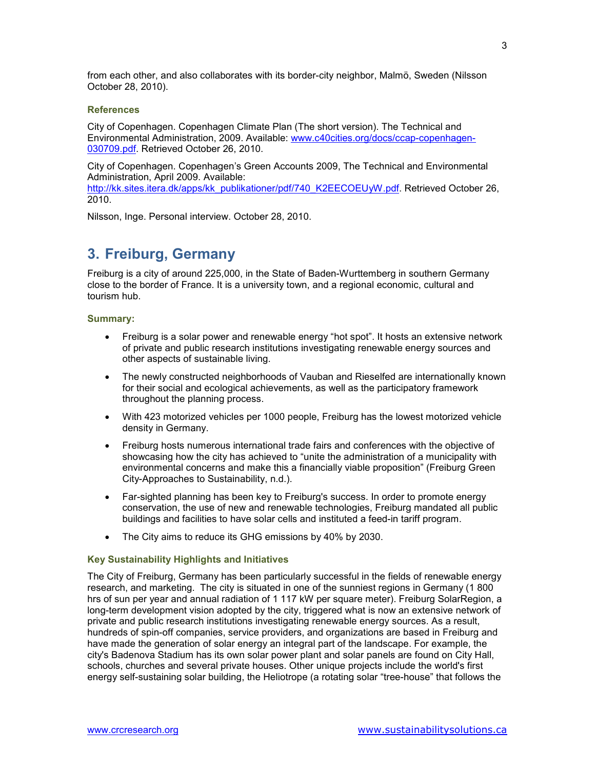from each other, and also collaborates with its border-city neighbor, Malmö, Sweden (Nilsson October 28, 2010).

### References

City of Copenhagen. Copenhagen Climate Plan (The short version). The Technical and Environmental Administration, 2009. Available: www.c40cities.org/docs/ccap-copenhagen-030709.pdf. Retrieved October 26, 2010.

City of Copenhagen. Copenhagen's Green Accounts 2009, The Technical and Environmental Administration, April 2009. Available: http://kk.sites.itera.dk/apps/kk_publikationer/pdf/740_K2EECOEUyW.pdf. Retrieved October 26, 2010.

Nilsson, Inge. Personal interview. October 28, 2010.

## 3. Freiburg, Germany

Freiburg is a city of around 225,000, in the State of Baden-Wurttemberg in southern Germany close to the border of France. It is a university town, and a regional economic, cultural and tourism hub.

### Summary:

- Freiburg is a solar power and renewable energy "hot spot". It hosts an extensive network of private and public research institutions investigating renewable energy sources and other aspects of sustainable living.
- The newly constructed neighborhoods of Vauban and Rieselfed are internationally known for their social and ecological achievements, as well as the participatory framework throughout the planning process.
- With 423 motorized vehicles per 1000 people, Freiburg has the lowest motorized vehicle density in Germany.
- Freiburg hosts numerous international trade fairs and conferences with the objective of showcasing how the city has achieved to "unite the administration of a municipality with environmental concerns and make this a financially viable proposition" (Freiburg Green City-Approaches to Sustainability, n.d.).
- Far-sighted planning has been key to Freiburg's success. In order to promote energy conservation, the use of new and renewable technologies, Freiburg mandated all public buildings and facilities to have solar cells and instituted a feed-in tariff program.
- The City aims to reduce its GHG emissions by 40% by 2030.

### Key Sustainability Highlights and Initiatives

The City of Freiburg, Germany has been particularly successful in the fields of renewable energy research, and marketing. The city is situated in one of the sunniest regions in Germany (1 800 hrs of sun per year and annual radiation of 1 117 kW per square meter). Freiburg SolarRegion, a long-term development vision adopted by the city, triggered what is now an extensive network of private and public research institutions investigating renewable energy sources. As a result, hundreds of spin-off companies, service providers, and organizations are based in Freiburg and have made the generation of solar energy an integral part of the landscape. For example, the city's Badenova Stadium has its own solar power plant and solar panels are found on City Hall, schools, churches and several private houses. Other unique projects include the world's first energy self-sustaining solar building, the Heliotrope (a rotating solar "tree-house" that follows the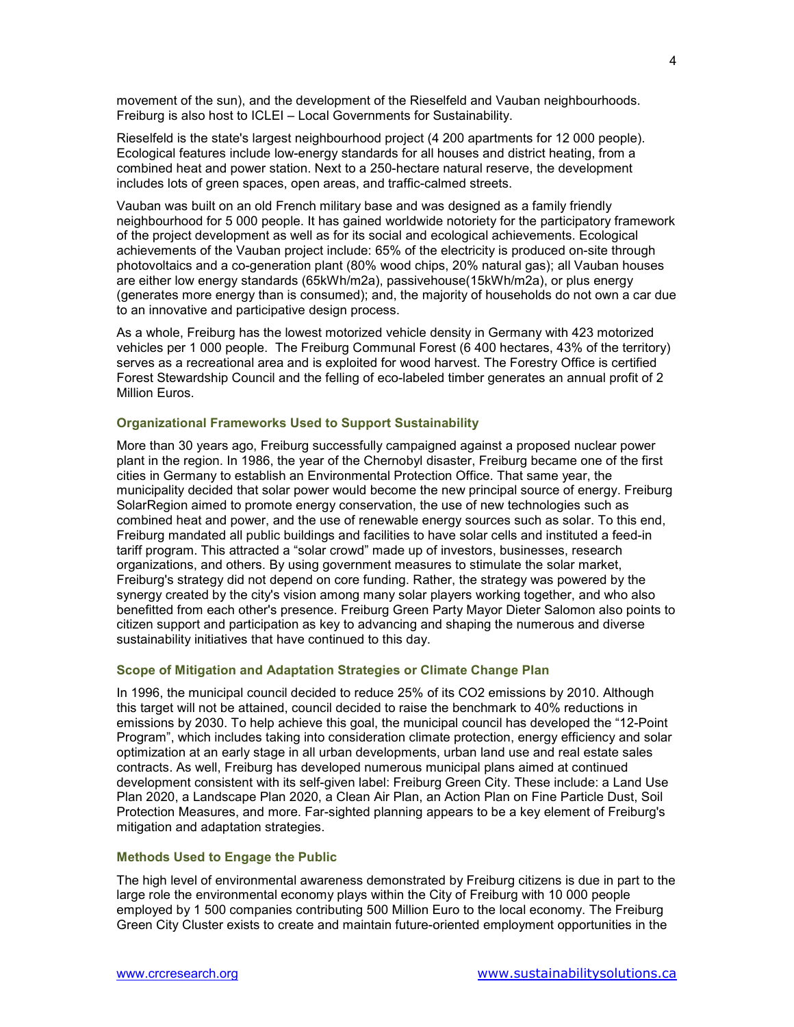movement of the sun), and the development of the Rieselfeld and Vauban neighbourhoods. Freiburg is also host to ICLEI – Local Governments for Sustainability.

Rieselfeld is the state's largest neighbourhood project (4 200 apartments for 12 000 people). Ecological features include low-energy standards for all houses and district heating, from a combined heat and power station. Next to a 250-hectare natural reserve, the development includes lots of green spaces, open areas, and traffic-calmed streets.

Vauban was built on an old French military base and was designed as a family friendly neighbourhood for 5 000 people. It has gained worldwide notoriety for the participatory framework of the project development as well as for its social and ecological achievements. Ecological achievements of the Vauban project include: 65% of the electricity is produced on-site through photovoltaics and a co-generation plant (80% wood chips, 20% natural gas); all Vauban houses are either low energy standards (65kWh/m2a), passivehouse(15kWh/m2a), or plus energy (generates more energy than is consumed); and, the majority of households do not own a car due to an innovative and participative design process.

As a whole, Freiburg has the lowest motorized vehicle density in Germany with 423 motorized vehicles per 1 000 people. The Freiburg Communal Forest (6 400 hectares, 43% of the territory) serves as a recreational area and is exploited for wood harvest. The Forestry Office is certified Forest Stewardship Council and the felling of eco-labeled timber generates an annual profit of 2 Million Euros.

### Organizational Frameworks Used to Support Sustainability

More than 30 years ago, Freiburg successfully campaigned against a proposed nuclear power plant in the region. In 1986, the year of the Chernobyl disaster, Freiburg became one of the first cities in Germany to establish an Environmental Protection Office. That same year, the municipality decided that solar power would become the new principal source of energy. Freiburg SolarRegion aimed to promote energy conservation, the use of new technologies such as combined heat and power, and the use of renewable energy sources such as solar. To this end, Freiburg mandated all public buildings and facilities to have solar cells and instituted a feed-in tariff program. This attracted a "solar crowd" made up of investors, businesses, research organizations, and others. By using government measures to stimulate the solar market, Freiburg's strategy did not depend on core funding. Rather, the strategy was powered by the synergy created by the city's vision among many solar players working together, and who also benefitted from each other's presence. Freiburg Green Party Mayor Dieter Salomon also points to citizen support and participation as key to advancing and shaping the numerous and diverse sustainability initiatives that have continued to this day.

### Scope of Mitigation and Adaptation Strategies or Climate Change Plan

In 1996, the municipal council decided to reduce 25% of its $CO_2$ emissions by 2010. Although this target will not be attained, council decided to raise the benchmark to 40% reductions in emissions by 2030. To help achieve this goal, the municipal council has developed the "12-Point Program", which includes taking into consideration climate protection, energy efficiency and solar optimization at an early stage in all urban developments, urban land use and real estate sales contracts. As well, Freiburg has developed numerous municipal plans aimed at continued development consistent with its self-given label: Freiburg Green City. These include: a Land Use Plan 2020, a Landscape Plan 2020, a Clean Air Plan, an Action Plan on Fine Particle Dust, Soil Protection Measures, and more. Far-sighted planning appears to be a key element of Freiburg's mitigation and adaptation strategies.

### Methods Used to Engage the Public

The high level of environmental awareness demonstrated by Freiburg citizens is due in part to the large role the environmental economy plays within the City of Freiburg with 10 000 people employed by 1 500 companies contributing 500 Million Euro to the local economy. The Freiburg Green City Cluster exists to create and maintain future-oriented employment opportunities in the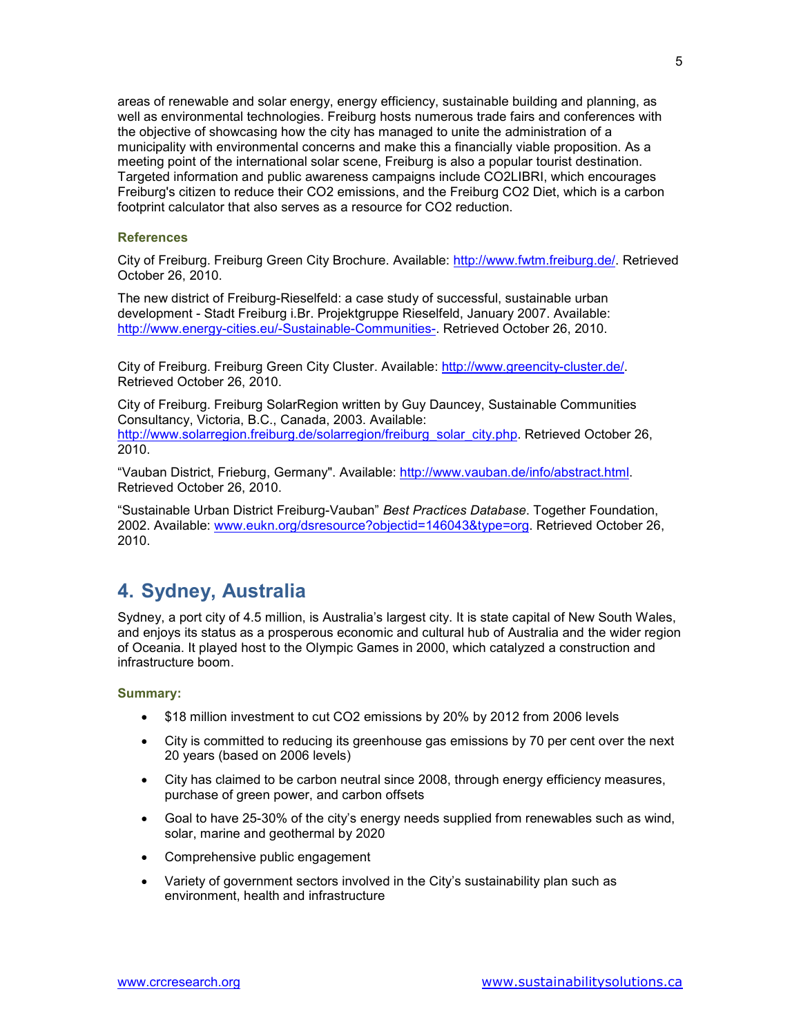areas of renewable and solar energy, energy efficiency, sustainable building and planning, as well as environmental technologies. Freiburg hosts numerous trade fairs and conferences with the objective of showcasing how the city has managed to unite the administration of a municipality with environmental concerns and make this a financially viable proposition. As a meeting point of the international solar scene, Freiburg is also a popular tourist destination. Targeted information and public awareness campaigns include CO2LIBRI, which encourages Freiburg's citizen to reduce their CO2 emissions, and the Freiburg CO2 Diet, which is a carbon footprint calculator that also serves as a resource for CO2 reduction.

### References

City of Freiburg. Freiburg Green City Brochure. Available: http://www.fwtm.freiburg.de/. Retrieved October 26, 2010.

The new district of Freiburg-Rieselfeld: a case study of successful, sustainable urban development - Stadt Freiburg i.Br. Projektgruppe Rieselfeld, January 2007. Available: http://www.energy-cities.eu/-Sustainable-Communities-. Retrieved October 26, 2010.

City of Freiburg. Freiburg Green City Cluster. Available: http://www.greencity-cluster.de/. Retrieved October 26, 2010.

City of Freiburg. Freiburg SolarRegion written by Guy Dauncey, Sustainable Communities Consultancy, Victoria, B.C., Canada, 2003. Available: http://www.solarregion.freiburg.de/solarregion/freiburg_solar_city.php. Retrieved October 26, 2010.

"Vauban District, Frieburg, Germany". Available: http://www.vauban.de/info/abstract.html. Retrieved October 26, 2010.

"Sustainable Urban District Freiburg-Vauban" *Best Practices Database*. Together Foundation, 2002. Available: www.eukn.org/dsresource?objectid=146043&type=org. Retrieved October 26, 2010.

## 4. Sydney, Australia

Sydney, a port city of 4.5 million, is Australia's largest city. It is state capital of New South Wales, and enjoys its status as a prosperous economic and cultural hub of Australia and the wider region of Oceania. It played host to the Olympic Games in 2000, which catalyzed a construction and infrastructure boom.

### Summary:

- $18 million investment to cut CO2 emissions by 20% by 2012 from 2006 levels
- City is committed to reducing its greenhouse gas emissions by 70 per cent over the next 20 years (based on 2006 levels)
- City has claimed to be carbon neutral since 2008, through energy efficiency measures, purchase of green power, and carbon offsets
- Goal to have 25-30% of the city's energy needs supplied from renewables such as wind, solar, marine and geothermal by 2020
- Comprehensive public engagement
- Variety of government sectors involved in the City's sustainability plan such as environment, health and infrastructure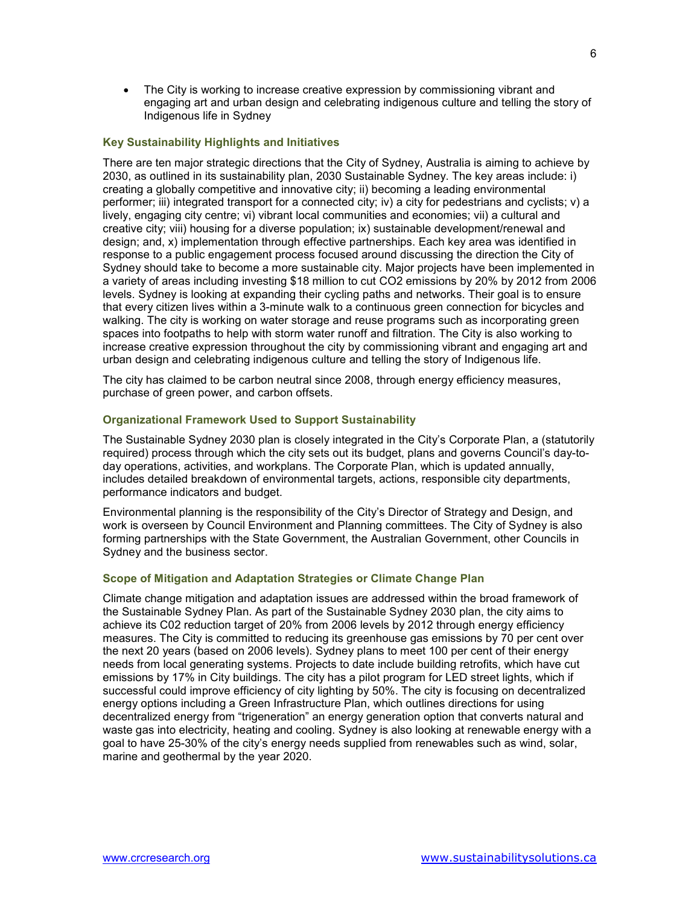- The City is working to increase creative expression by commissioning vibrant and engaging art and urban design and celebrating indigenous culture and telling the story of Indigenous life in Sydney

### Key Sustainability Highlights and Initiatives

There are ten major strategic directions that the City of Sydney, Australia is aiming to achieve by 2030, as outlined in its sustainability plan, 2030 Sustainable Sydney. The key areas include: i) creating a globally competitive and innovative city; ii) becoming a leading environmental performer; iii) integrated transport for a connected city; iv) a city for pedestrians and cyclists; v) a lively, engaging city centre; vi) vibrant local communities and economies; vii) a cultural and creative city; viii) housing for a diverse population; ix) sustainable development/renewal and design; and, x) implementation through effective partnerships. Each key area was identified in response to a public engagement process focused around discussing the direction the City of Sydney should take to become a more sustainable city. Major projects have been implemented in a variety of areas including investing $18 million to cut $CO_2$ emissions by 20% by 2012 from 2006 levels. Sydney is looking at expanding their cycling paths and networks. Their goal is to ensure that every citizen lives within a 3-minute walk to a continuous green connection for bicycles and walking. The city is working on water storage and reuse programs such as incorporating green spaces into footpaths to help with storm water runoff and filtration. The City is also working to increase creative expression throughout the city by commissioning vibrant and engaging art and urban design and celebrating indigenous culture and telling the story of Indigenous life.

The city has claimed to be carbon neutral since 2008, through energy efficiency measures, purchase of green power, and carbon offsets.

### Organizational Framework Used to Support Sustainability

The Sustainable Sydney 2030 plan is closely integrated in the City's Corporate Plan, a (statutorily required) process through which the city sets out its budget, plans and governs Council's day-to-day operations, activities, and workplans. The Corporate Plan, which is updated annually, includes detailed breakdown of environmental targets, actions, responsible city departments, performance indicators and budget.

Environmental planning is the responsibility of the City's Director of Strategy and Design, and work is overseen by Council Environment and Planning committees. The City of Sydney is also forming partnerships with the State Government, the Australian Government, other Councils in Sydney and the business sector.

### Scope of Mitigation and Adaptation Strategies or Climate Change Plan

Climate change mitigation and adaptation issues are addressed within the broad framework of the Sustainable Sydney Plan. As part of the Sustainable Sydney 2030 plan, the city aims to achieve its C02 reduction target of 20% from 2006 levels by 2012 through energy efficiency measures. The City is committed to reducing its greenhouse gas emissions by 70 per cent over the next 20 years (based on 2006 levels). Sydney plans to meet 100 per cent of their energy needs from local generating systems. Projects to date include building retrofits, which have cut emissions by 17% in City buildings. The city has a pilot program for LED street lights, which if successful could improve efficiency of city lighting by 50%. The city is focusing on decentralized energy options including a Green Infrastructure Plan, which outlines directions for using decentralized energy from "trigeneration" an energy generation option that converts natural and waste gas into electricity, heating and cooling. Sydney is also looking at renewable energy with a goal to have 25-30% of the city's energy needs supplied from renewables such as wind, solar, marine and geothermal by the year 2020.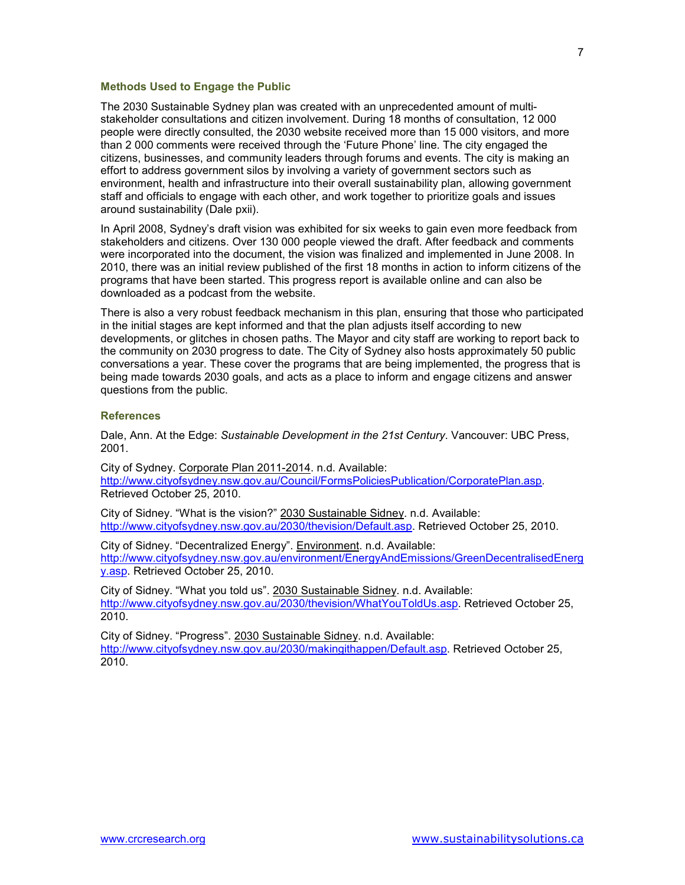### Methods Used to Engage the Public

The 2030 Sustainable Sydney plan was created with an unprecedented amount of multi-stakeholder consultations and citizen involvement. During 18 months of consultation, 12 000 people were directly consulted, the 2030 website received more than 15 000 visitors, and more than 2 000 comments were received through the 'Future Phone' line. The city engaged the citizens, businesses, and community leaders through forums and events. The city is making an effort to address government silos by involving a variety of government sectors such as environment, health and infrastructure into their overall sustainability plan, allowing government staff and officials to engage with each other, and work together to prioritize goals and issues around sustainability (Dale pxii).

In April 2008, Sydney's draft vision was exhibited for six weeks to gain even more feedback from stakeholders and citizens. Over 130 000 people viewed the draft. After feedback and comments were incorporated into the document, the vision was finalized and implemented in June 2008. In 2010, there was an initial review published of the first 18 months in action to inform citizens of the programs that have been started. This progress report is available online and can also be downloaded as a podcast from the website.

There is also a very robust feedback mechanism in this plan, ensuring that those who participated in the initial stages are kept informed and that the plan adjusts itself according to new developments, or glitches in chosen paths. The Mayor and city staff are working to report back to the community on 2030 progress to date. The City of Sydney also hosts approximately 50 public conversations a year. These cover the programs that are being implemented, the progress that is being made towards 2030 goals, and acts as a place to inform and engage citizens and answer questions from the public.

### References

Dale, Ann. At the Edge: *Sustainable Development in the 21st Century*. Vancouver: UBC Press, 2001.

City of Sydney. Corporate Plan 2011-2014. n.d. Available: http://www.cityofsydney.nsw.gov.au/Council/FormsPoliciesPublication/CorporatePlan.asp. Retrieved October 25, 2010.

City of Sidney. "What is the vision?" 2030 Sustainable Sidney. n.d. Available: http://www.cityofsydney.nsw.gov.au/2030/thevision/Default.asp. Retrieved October 25, 2010.

City of Sidney. "Decentralized Energy". Environment. n.d. Available: http://www.cityofsydney.nsw.gov.au/environment/EnergyAndEmissions/GreenDecentralisedEnergy.asp. Retrieved October 25, 2010.

City of Sidney. "What you told us". 2030 Sustainable Sidney. n.d. Available: http://www.cityofsydney.nsw.gov.au/2030/thevision/WhatYouToldUs.asp. Retrieved October 25, 2010.

City of Sidney. "Progress". 2030 Sustainable Sidney. n.d. Available: http://www.cityofsydney.nsw.gov.au/2030/makingithappen/Default.asp. Retrieved October 25, 2010.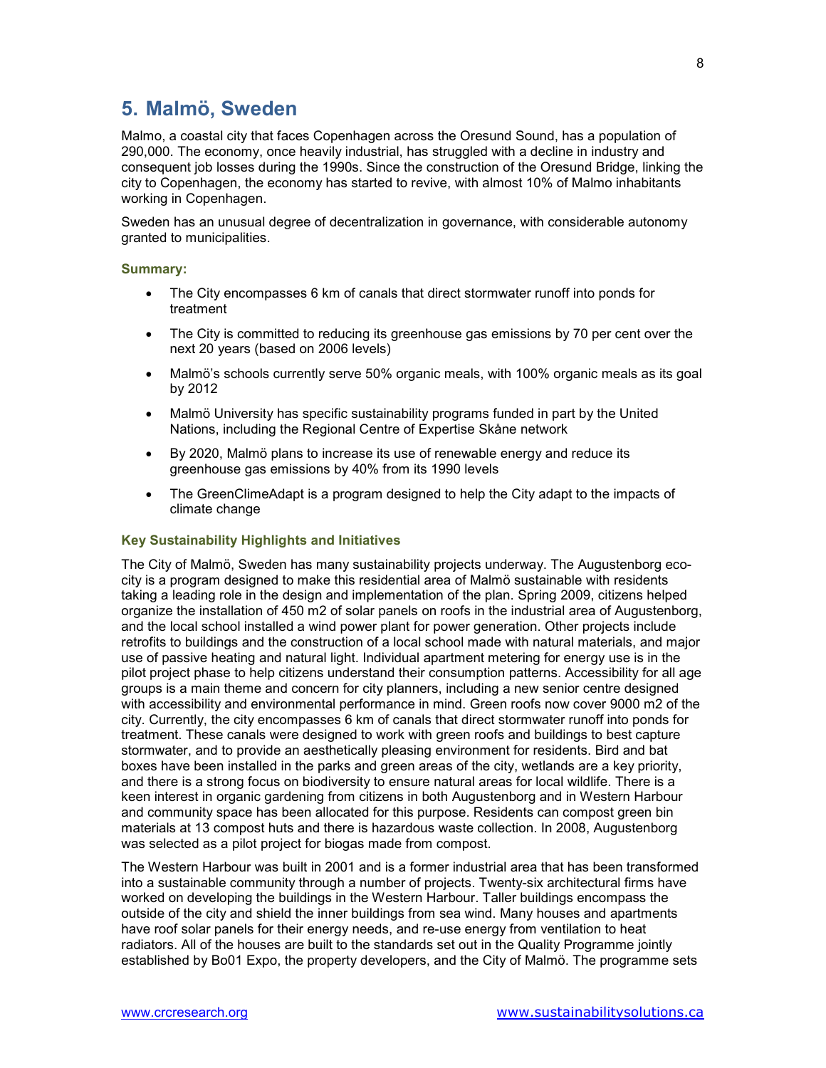## 5. Malmö, Sweden

Malmo, a coastal city that faces Copenhagen across the Oresund Sound, has a population of 290,000. The economy, once heavily industrial, has struggled with a decline in industry and consequent job losses during the 1990s. Since the construction of the Oresund Bridge, linking the city to Copenhagen, the economy has started to revive, with almost 10% of Malmo inhabitants working in Copenhagen.

Sweden has an unusual degree of decentralization in governance, with considerable autonomy granted to municipalities.

### Summary:

- The City encompasses 6 km of canals that direct stormwater runoff into ponds for treatment
- The City is committed to reducing its greenhouse gas emissions by 70 per cent over the next 20 years (based on 2006 levels)
- Malmö's schools currently serve 50% organic meals, with 100% organic meals as its goal by 2012
- Malmö University has specific sustainability programs funded in part by the United Nations, including the Regional Centre of Expertise Skåne network
- By 2020, Malmö plans to increase its use of renewable energy and reduce its greenhouse gas emissions by 40% from its 1990 levels
- The GreenClimeAdapt is a program designed to help the City adapt to the impacts of climate change

### Key Sustainability Highlights and Initiatives

The City of Malmö, Sweden has many sustainability projects underway. The Augustenborg eco-city is a program designed to make this residential area of Malmö sustainable with residents taking a leading role in the design and implementation of the plan. Spring 2009, citizens helped organize the installation of 450 m2 of solar panels on roofs in the industrial area of Augustenborg, and the local school installed a wind power plant for power generation. Other projects include retrofits to buildings and the construction of a local school made with natural materials, and major use of passive heating and natural light. Individual apartment metering for energy use is in the pilot project phase to help citizens understand their consumption patterns. Accessibility for all age groups is a main theme and concern for city planners, including a new senior centre designed with accessibility and environmental performance in mind. Green roofs now cover 9000 m2 of the city. Currently, the city encompasses 6 km of canals that direct stormwater runoff into ponds for treatment. These canals were designed to work with green roofs and buildings to best capture stormwater, and to provide an aesthetically pleasing environment for residents. Bird and bat boxes have been installed in the parks and green areas of the city, wetlands are a key priority, and there is a strong focus on biodiversity to ensure natural areas for local wildlife. There is a keen interest in organic gardening from citizens in both Augustenborg and in Western Harbour and community space has been allocated for this purpose. Residents can compost green bin materials at 13 compost huts and there is hazardous waste collection. In 2008, Augustenborg was selected as a pilot project for biogas made from compost.

The Western Harbour was built in 2001 and is a former industrial area that has been transformed into a sustainable community through a number of projects. Twenty-six architectural firms have worked on developing the buildings in the Western Harbour. Taller buildings encompass the outside of the city and shield the inner buildings from sea wind. Many houses and apartments have roof solar panels for their energy needs, and re-use energy from ventilation to heat radiators. All of the houses are built to the standards set out in the Quality Programme jointly established by Bo01 Expo, the property developers, and the City of Malmö. The programme sets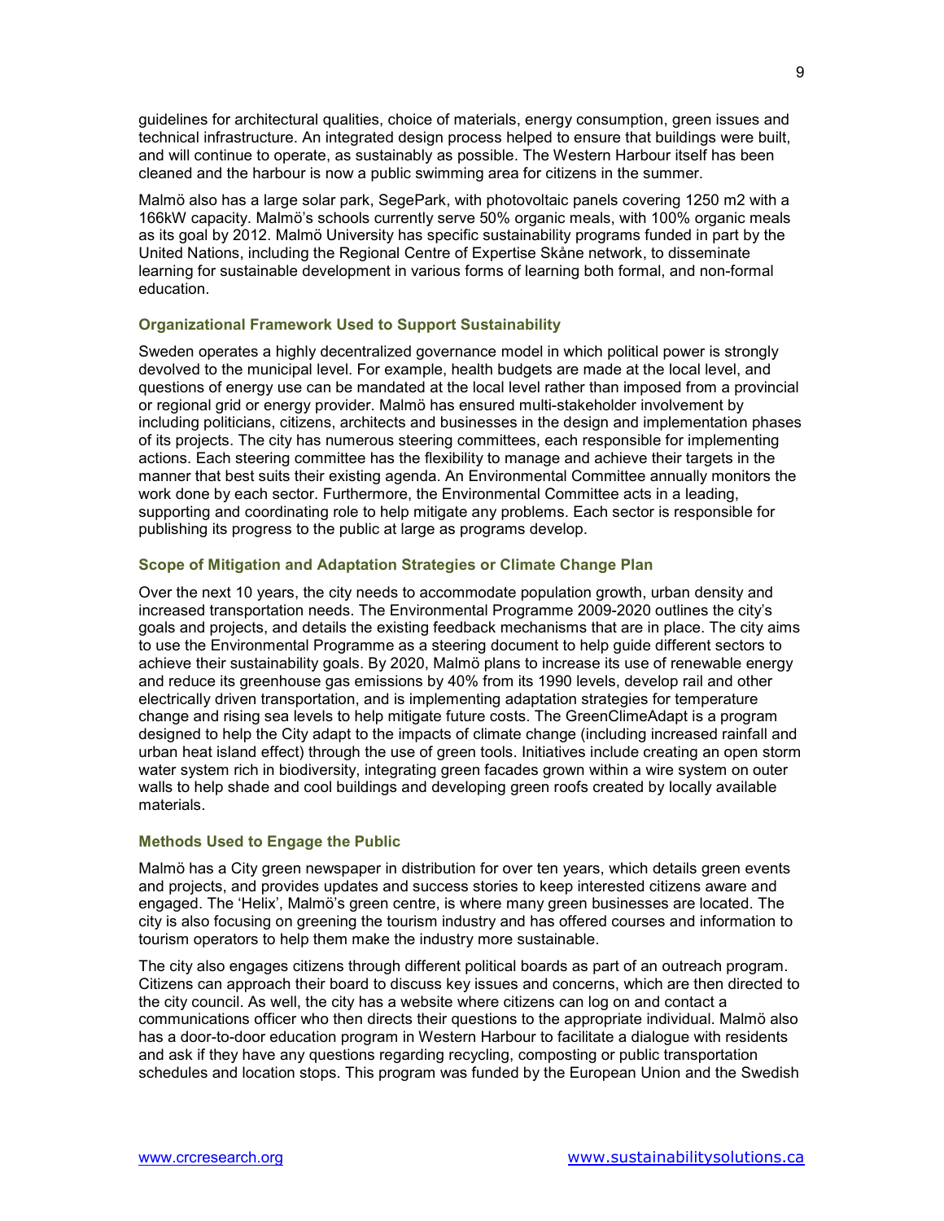guidelines for architectural qualities, choice of materials, energy consumption, green issues and technical infrastructure. An integrated design process helped to ensure that buildings were built, and will continue to operate, as sustainably as possible. The Western Harbour itself has been cleaned and the harbour is now a public swimming area for citizens in the summer.

Malmö also has a large solar park, SegePark, with photovoltaic panels covering 1250 m2 with a 166kW capacity. Malmö's schools currently serve 50% organic meals, with 100% organic meals as its goal by 2012. Malmö University has specific sustainability programs funded in part by the United Nations, including the Regional Centre of Expertise Skåne network, to disseminate learning for sustainable development in various forms of learning both formal, and non-formal education.

### Organizational Framework Used to Support Sustainability

Sweden operates a highly decentralized governance model in which political power is strongly devolved to the municipal level. For example, health budgets are made at the local level, and questions of energy use can be mandated at the local level rather than imposed from a provincial or regional grid or energy provider. Malmö has ensured multi-stakeholder involvement by including politicians, citizens, architects and businesses in the design and implementation phases of its projects. The city has numerous steering committees, each responsible for implementing actions. Each steering committee has the flexibility to manage and achieve their targets in the manner that best suits their existing agenda. An Environmental Committee annually monitors the work done by each sector. Furthermore, the Environmental Committee acts in a leading, supporting and coordinating role to help mitigate any problems. Each sector is responsible for publishing its progress to the public at large as programs develop.

### Scope of Mitigation and Adaptation Strategies or Climate Change Plan

Over the next 10 years, the city needs to accommodate population growth, urban density and increased transportation needs. The Environmental Programme 2009-2020 outlines the city's goals and projects, and details the existing feedback mechanisms that are in place. The city aims to use the Environmental Programme as a steering document to help guide different sectors to achieve their sustainability goals. By 2020, Malmö plans to increase its use of renewable energy and reduce its greenhouse gas emissions by 40% from its 1990 levels, develop rail and other electrically driven transportation, and is implementing adaptation strategies for temperature change and rising sea levels to help mitigate future costs. The GreenClimeAdapt is a program designed to help the City adapt to the impacts of climate change (including increased rainfall and urban heat island effect) through the use of green tools. Initiatives include creating an open storm water system rich in biodiversity, integrating green facades grown within a wire system on outer walls to help shade and cool buildings and developing green roofs created by locally available materials.

### Methods Used to Engage the Public

Malmö has a City green newspaper in distribution for over ten years, which details green events and projects, and provides updates and success stories to keep interested citizens aware and engaged. The 'Helix', Malmö's green centre, is where many green businesses are located. The city is also focusing on greening the tourism industry and has offered courses and information to tourism operators to help them make the industry more sustainable.

The city also engages citizens through different political boards as part of an outreach program. Citizens can approach their board to discuss key issues and concerns, which are then directed to the city council. As well, the city has a website where citizens can log on and contact a communications officer who then directs their questions to the appropriate individual. Malmö also has a door-to-door education program in Western Harbour to facilitate a dialogue with residents and ask if they have any questions regarding recycling, composting or public transportation schedules and location stops. This program was funded by the European Union and the Swedish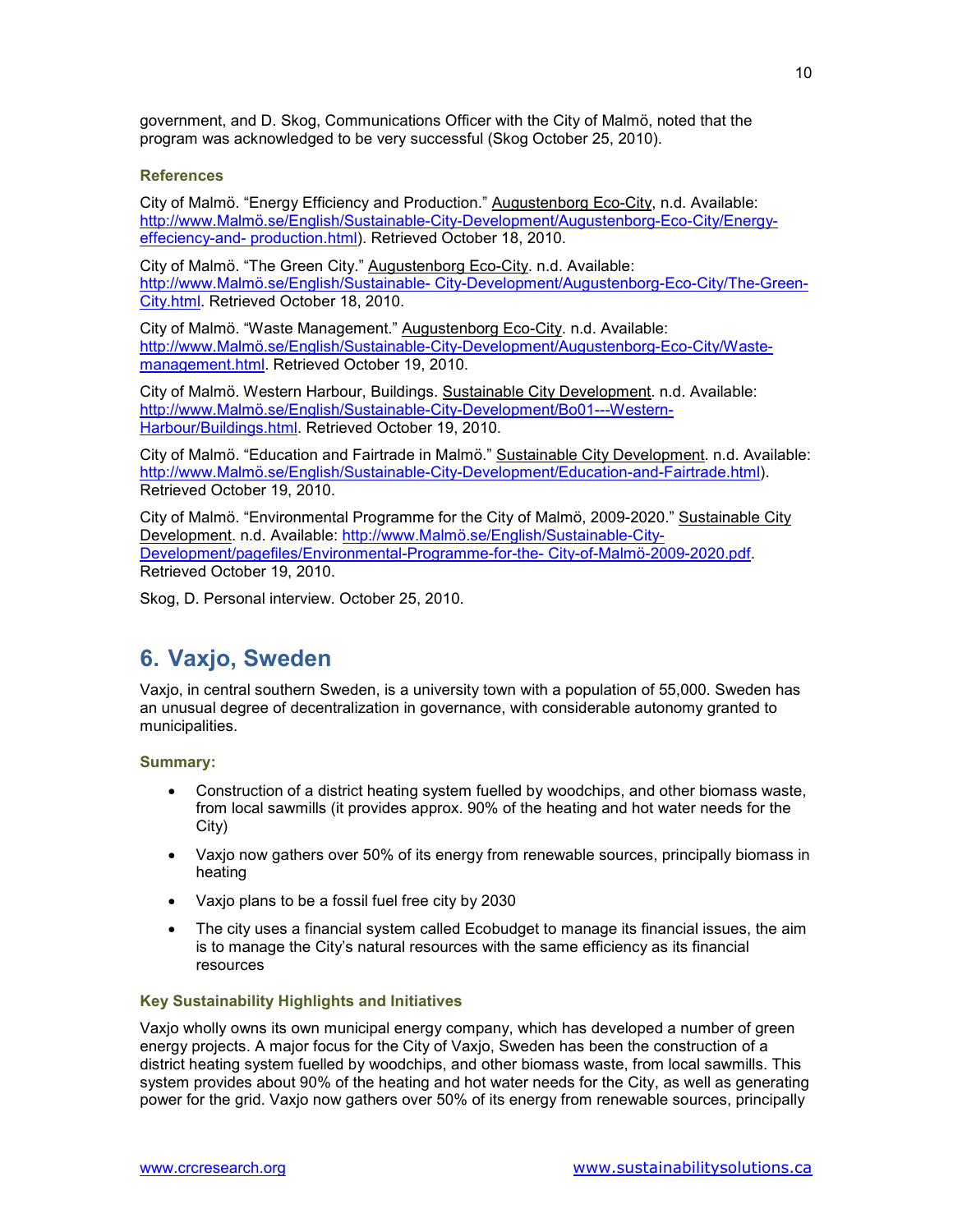government, and D. Skog, Communications Officer with the City of Malmö, noted that the program was acknowledged to be very successful (Skog October 25, 2010).

### References

City of Malmö. “Energy Efficiency and Production.” Augustenborg Eco-City, n.d. Available: http://www.Malmö.se/English/Sustainable-City-Development/Augustenborg-Eco-City/Energy-effeciency-and- production.html). Retrieved October 18, 2010.

City of Malmö. “The Green City.” Augustenborg Eco-City. n.d. Available: http://www.Malmö.se/English/Sustainable- City-Development/Augustenborg-Eco-City/The-Green-City.html. Retrieved October 18, 2010.

City of Malmö. “Waste Management.” Augustenborg Eco-City. n.d. Available: http://www.Malmö.se/English/Sustainable-City-Development/Augustenborg-Eco-City/Waste-management.html. Retrieved October 19, 2010.

City of Malmö. Western Harbour, Buildings. Sustainable City Development. n.d. Available: http://www.Malmö.se/English/Sustainable-City-Development/Bo01---Western-Harbour/Buildings.html. Retrieved October 19, 2010.

City of Malmö. “Education and Fairtrade in Malmö.” Sustainable City Development. n.d. Available: http://www.Malmö.se/English/Sustainable-City-Development/Education-and-Fairtrade.html). Retrieved October 19, 2010.

City of Malmö. “Environmental Programme for the City of Malmö, 2009-2020.” Sustainable City Development. n.d. Available: http://www.Malmö.se/English/Sustainable-City-Development/pagefiles/Environmental-Programme-for-the- City-of-Malmö-2009-2020.pdf. Retrieved October 19, 2010.

Skog, D. Personal interview. October 25, 2010.

## 6. Vaxjo, Sweden

Vaxjo, in central southern Sweden, is a university town with a population of 55,000. Sweden has an unusual degree of decentralization in governance, with considerable autonomy granted to municipalities.

### Summary:

- Construction of a district heating system fuelled by woodchips, and other biomass waste, from local sawmills (it provides approx. 90% of the heating and hot water needs for the City)
- Vaxjo now gathers over 50% of its energy from renewable sources, principally biomass in heating
- Vaxjo plans to be a fossil fuel free city by 2030
- The city uses a financial system called Ecobudget to manage its financial issues, the aim is to manage the City’s natural resources with the same efficiency as its financial resources

### Key Sustainability Highlights and Initiatives

Vaxjo wholly owns its own municipal energy company, which has developed a number of green energy projects. A major focus for the City of Vaxjo, Sweden has been the construction of a district heating system fuelled by woodchips, and other biomass waste, from local sawmills. This system provides about 90% of the heating and hot water needs for the City, as well as generating power for the grid. Vaxjo now gathers over 50% of its energy from renewable sources, principally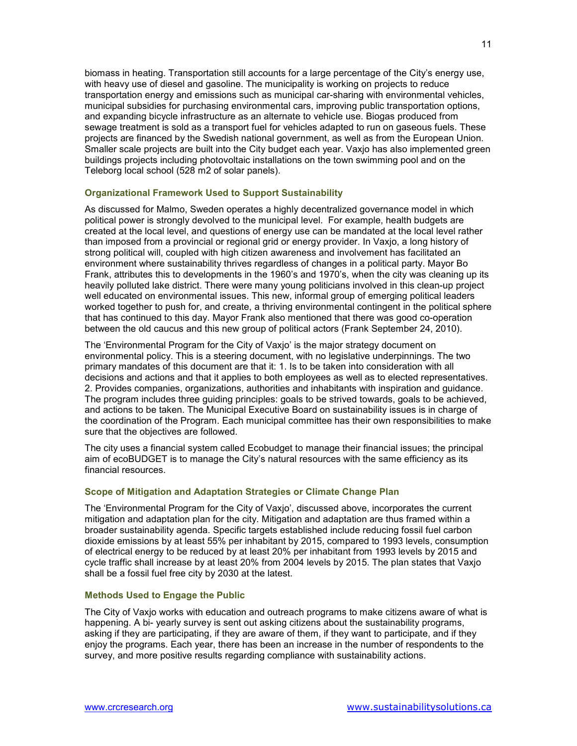biomass in heating. Transportation still accounts for a large percentage of the City's energy use, with heavy use of diesel and gasoline. The municipality is working on projects to reduce transportation energy and emissions such as municipal car-sharing with environmental vehicles, municipal subsidies for purchasing environmental cars, improving public transportation options, and expanding bicycle infrastructure as an alternate to vehicle use. Biogas produced from sewage treatment is sold as a transport fuel for vehicles adapted to run on gaseous fuels. These projects are financed by the Swedish national government, as well as from the European Union. Smaller scale projects are built into the City budget each year. Vaxjo has also implemented green buildings projects including photovoltaic installations on the town swimming pool and on the Teleborg local school (528 m2 of solar panels).

### Organizational Framework Used to Support Sustainability

As discussed for Malmo, Sweden operates a highly decentralized governance model in which political power is strongly devolved to the municipal level. For example, health budgets are created at the local level, and questions of energy use can be mandated at the local level rather than imposed from a provincial or regional grid or energy provider. In Vaxjo, a long history of strong political will, coupled with high citizen awareness and involvement has facilitated an environment where sustainability thrives regardless of changes in a political party. Mayor Bo Frank, attributes this to developments in the 1960's and 1970's, when the city was cleaning up its heavily polluted lake district. There were many young politicians involved in this clean-up project well educated on environmental issues. This new, informal group of emerging political leaders worked together to push for, and create, a thriving environmental contingent in the political sphere that has continued to this day. Mayor Frank also mentioned that there was good co-operation between the old caucus and this new group of political actors (Frank September 24, 2010).

The 'Environmental Program for the City of Vaxjo' is the major strategy document on environmental policy. This is a steering document, with no legislative underpinnings. The two primary mandates of this document are that it: 1. Is to be taken into consideration with all decisions and actions and that it applies to both employees as well as to elected representatives. 2. Provides companies, organizations, authorities and inhabitants with inspiration and guidance. The program includes three guiding principles: goals to be strived towards, goals to be achieved, and actions to be taken. The Municipal Executive Board on sustainability issues is in charge of the coordination of the Program. Each municipal committee has their own responsibilities to make sure that the objectives are followed.

The city uses a financial system called Ecobudget to manage their financial issues; the principal aim of ecoBUDGET is to manage the City's natural resources with the same efficiency as its financial resources.

### Scope of Mitigation and Adaptation Strategies or Climate Change Plan

The 'Environmental Program for the City of Vaxjo', discussed above, incorporates the current mitigation and adaptation plan for the city. Mitigation and adaptation are thus framed within a broader sustainability agenda. Specific targets established include reducing fossil fuel carbon dioxide emissions by at least 55% per inhabitant by 2015, compared to 1993 levels, consumption of electrical energy to be reduced by at least 20% per inhabitant from 1993 levels by 2015 and cycle traffic shall increase by at least 20% from 2004 levels by 2015. The plan states that Vaxjo shall be a fossil fuel free city by 2030 at the latest.

### Methods Used to Engage the Public

The City of Vaxjo works with education and outreach programs to make citizens aware of what is happening. A bi- yearly survey is sent out asking citizens about the sustainability programs, asking if they are participating, if they are aware of them, if they want to participate, and if they enjoy the programs. Each year, there has been an increase in the number of respondents to the survey, and more positive results regarding compliance with sustainability actions.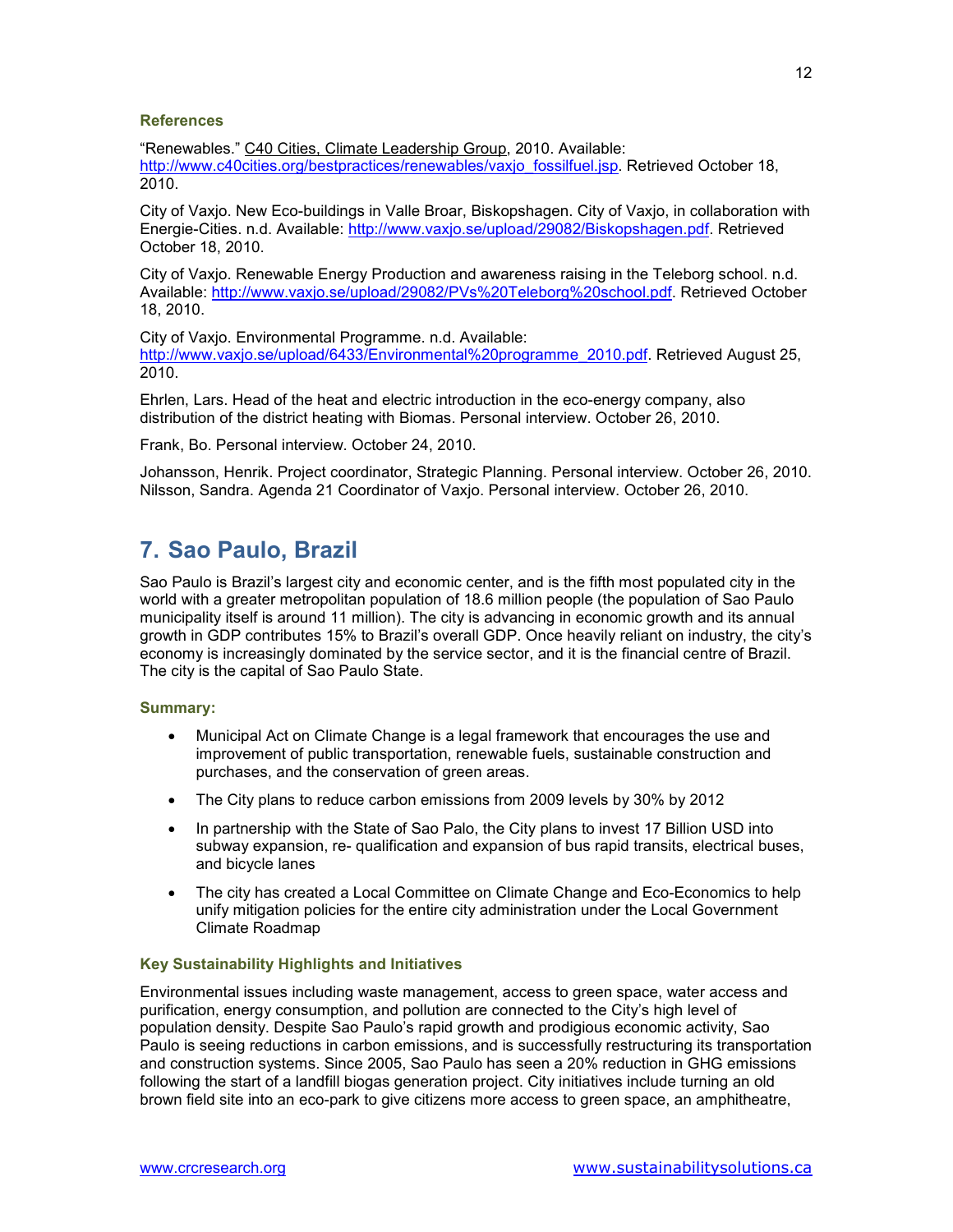### References

"Renewables." C40 Cities, Climate Leadership Group, 2010. Available: http://www.c40cities.org/bestpractices/renewables/vaxjo_fossilfuel.jsp. Retrieved October 18, 2010.

City of Vaxjo. New Eco-buildings in Valle Broar, Biskopshagen. City of Vaxjo, in collaboration with Energie-Cities. n.d. Available: http://www.vaxjo.se/upload/29082/Biskopshagen.pdf. Retrieved October 18, 2010.

City of Vaxjo. Renewable Energy Production and awareness raising in the Teleborg school. n.d. Available: http://www.vaxjo.se/upload/29082/PVs%20Teleborg%20school.pdf. Retrieved October 18, 2010.

City of Vaxjo. Environmental Programme. n.d. Available: http://www.vaxjo.se/upload/6433/Environmental%20programme_2010.pdf. Retrieved August 25, 2010.

Ehrlen, Lars. Head of the heat and electric introduction in the eco-energy company, also distribution of the district heating with Biomas. Personal interview. October 26, 2010.

Frank, Bo. Personal interview. October 24, 2010.

Johansson, Henrik. Project coordinator, Strategic Planning. Personal interview. October 26, 2010.
Nilsson, Sandra. Agenda 21 Coordinator of Vaxjo. Personal interview. October 26, 2010.

## 7. Sao Paulo, Brazil

Sao Paulo is Brazil's largest city and economic center, and is the fifth most populated city in the world with a greater metropolitan population of 18.6 million people (the population of Sao Paulo municipality itself is around 11 million). The city is advancing in economic growth and its annual growth in GDP contributes 15% to Brazil's overall GDP. Once heavily reliant on industry, the city's economy is increasingly dominated by the service sector, and it is the financial centre of Brazil. The city is the capital of Sao Paulo State.

### Summary:

- Municipal Act on Climate Change is a legal framework that encourages the use and improvement of public transportation, renewable fuels, sustainable construction and purchases, and the conservation of green areas.
- The City plans to reduce carbon emissions from 2009 levels by 30% by 2012
- In partnership with the State of Sao Palo, the City plans to invest 17 Billion USD into subway expansion, re- qualification and expansion of bus rapid transits, electrical buses, and bicycle lanes
- The city has created a Local Committee on Climate Change and Eco-Economics to help unify mitigation policies for the entire city administration under the Local Government Climate Roadmap

### Key Sustainability Highlights and Initiatives

Environmental issues including waste management, access to green space, water access and purification, energy consumption, and pollution are connected to the City's high level of population density. Despite Sao Paulo's rapid growth and prodigious economic activity, Sao Paulo is seeing reductions in carbon emissions, and is successfully restructuring its transportation and construction systems. Since 2005, Sao Paulo has seen a 20% reduction in GHG emissions following the start of a landfill biogas generation project. City initiatives include turning an old brown field site into an eco-park to give citizens more access to green space, an amphitheatre,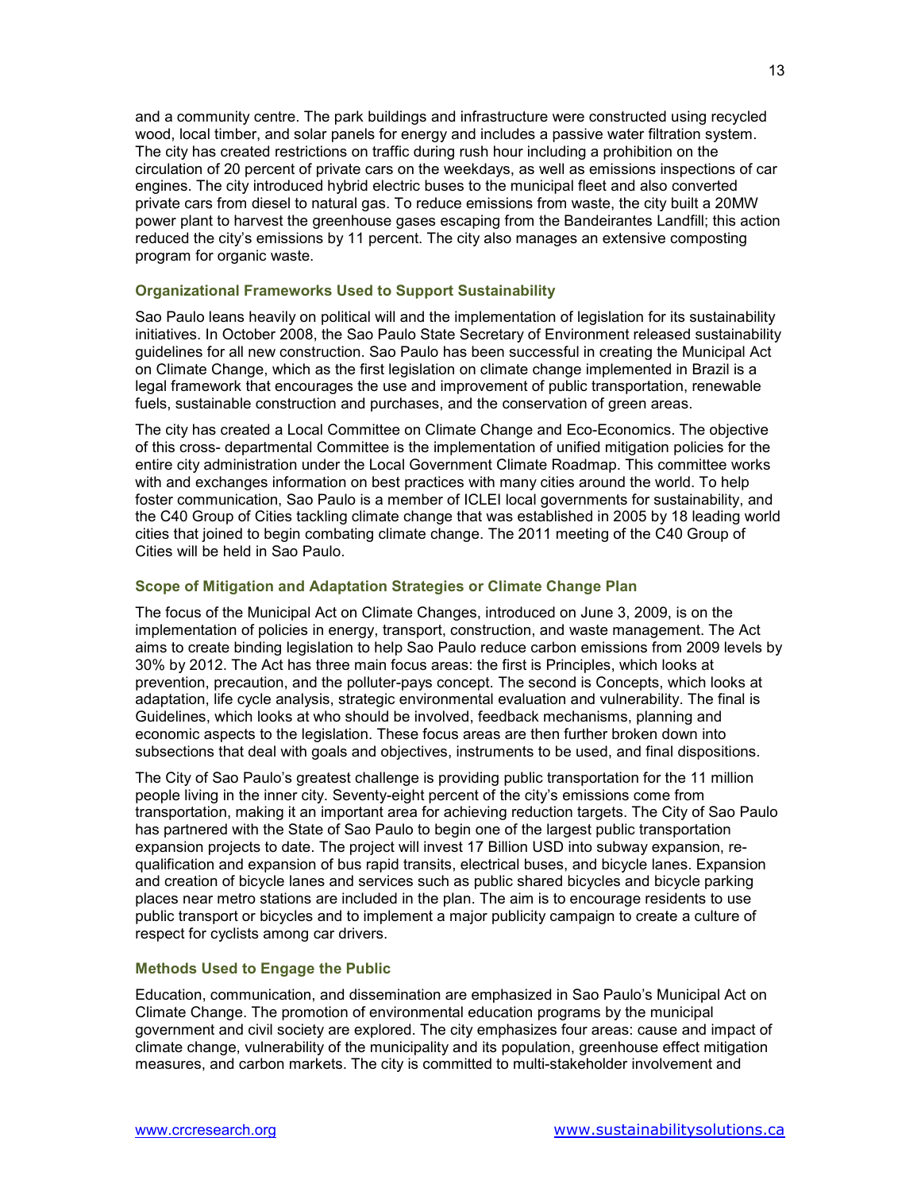and a community centre. The park buildings and infrastructure were constructed using recycled wood, local timber, and solar panels for energy and includes a passive water filtration system. The city has created restrictions on traffic during rush hour including a prohibition on the circulation of 20 percent of private cars on the weekdays, as well as emissions inspections of car engines. The city introduced hybrid electric buses to the municipal fleet and also converted private cars from diesel to natural gas. To reduce emissions from waste, the city built a 20MW power plant to harvest the greenhouse gases escaping from the Bandeirantes Landfill; this action reduced the city's emissions by 11 percent. The city also manages an extensive composting program for organic waste.

### Organizational Frameworks Used to Support Sustainability

Sao Paulo leans heavily on political will and the implementation of legislation for its sustainability initiatives. In October 2008, the Sao Paulo State Secretary of Environment released sustainability guidelines for all new construction. Sao Paulo has been successful in creating the Municipal Act on Climate Change, which as the first legislation on climate change implemented in Brazil is a legal framework that encourages the use and improvement of public transportation, renewable fuels, sustainable construction and purchases, and the conservation of green areas.

The city has created a Local Committee on Climate Change and Eco-Economics. The objective of this cross- departmental Committee is the implementation of unified mitigation policies for the entire city administration under the Local Government Climate Roadmap. This committee works with and exchanges information on best practices with many cities around the world. To help foster communication, Sao Paulo is a member of ICLEI local governments for sustainability, and the C40 Group of Cities tackling climate change that was established in 2005 by 18 leading world cities that joined to begin combating climate change. The 2011 meeting of the C40 Group of Cities will be held in Sao Paulo.

### Scope of Mitigation and Adaptation Strategies or Climate Change Plan

The focus of the Municipal Act on Climate Changes, introduced on June 3, 2009, is on the implementation of policies in energy, transport, construction, and waste management. The Act aims to create binding legislation to help Sao Paulo reduce carbon emissions from 2009 levels by 30% by 2012. The Act has three main focus areas: the first is Principles, which looks at prevention, precaution, and the polluter-pays concept. The second is Concepts, which looks at adaptation, life cycle analysis, strategic environmental evaluation and vulnerability. The final is Guidelines, which looks at who should be involved, feedback mechanisms, planning and economic aspects to the legislation. These focus areas are then further broken down into subsections that deal with goals and objectives, instruments to be used, and final dispositions.

The City of Sao Paulo's greatest challenge is providing public transportation for the 11 million people living in the inner city. Seventy-eight percent of the city's emissions come from transportation, making it an important area for achieving reduction targets. The City of Sao Paulo has partnered with the State of Sao Paulo to begin one of the largest public transportation expansion projects to date. The project will invest 17 Billion USD into subway expansion, re-qualification and expansion of bus rapid transits, electrical buses, and bicycle lanes. Expansion and creation of bicycle lanes and services such as public shared bicycles and bicycle parking places near metro stations are included in the plan. The aim is to encourage residents to use public transport or bicycles and to implement a major publicity campaign to create a culture of respect for cyclists among car drivers.

### Methods Used to Engage the Public

Education, communication, and dissemination are emphasized in Sao Paulo's Municipal Act on Climate Change. The promotion of environmental education programs by the municipal government and civil society are explored. The city emphasizes four areas: cause and impact of climate change, vulnerability of the municipality and its population, greenhouse effect mitigation measures, and carbon markets. The city is committed to multi-stakeholder involvement and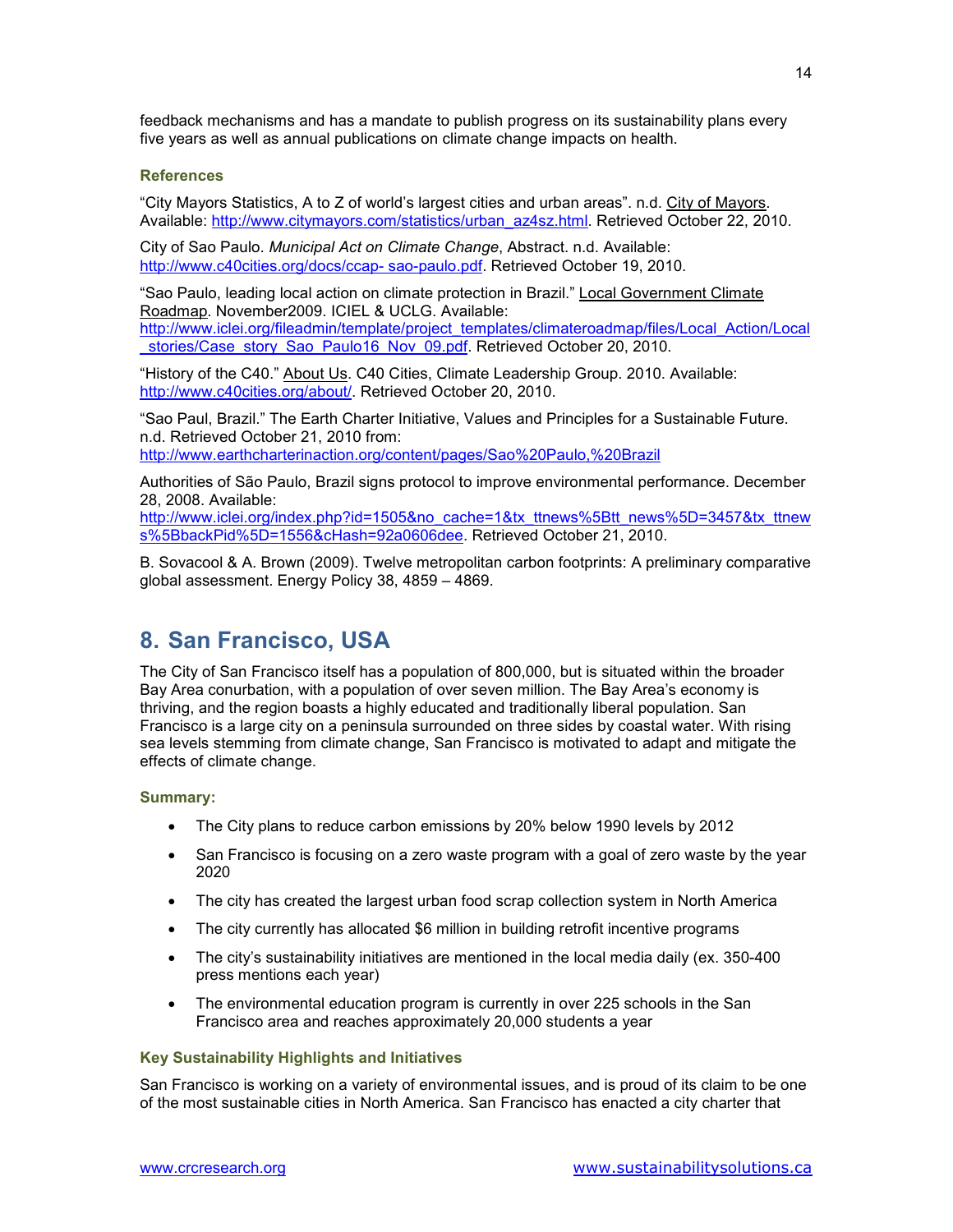feedback mechanisms and has a mandate to publish progress on its sustainability plans every five years as well as annual publications on climate change impacts on health.

### References

"City Mayors Statistics, A to Z of world's largest cities and urban areas". n.d. City of Mayors. Available: http://www.citymayors.com/statistics/urban_az4sz.html. Retrieved October 22, 2010.

City of Sao Paulo. *Municipal Act on Climate Change*, Abstract. n.d. Available: http://www.c40cities.org/docs/ccap- sao-paulo.pdf. Retrieved October 19, 2010.

"Sao Paulo, leading local action on climate protection in Brazil." Local Government Climate Roadmap. November2009. ICIEL & UCLG. Available: http://www.iclei.org/fileadmin/template/project_templates/climateroadmap/files/Local_Action/Local_stories/Case_story_Sao_Paulo16_Nov_09.pdf. Retrieved October 20, 2010.

"History of the C40." About Us. C40 Cities, Climate Leadership Group. 2010. Available: http://www.c40cities.org/about/. Retrieved October 20, 2010.

"Sao Paul, Brazil." The Earth Charter Initiative, Values and Principles for a Sustainable Future. n.d. Retrieved October 21, 2010 from: http://www.earthcharterinaction.org/content/pages/Sao%20Paulo,%20Brazil

Authorities of São Paulo, Brazil signs protocol to improve environmental performance. December 28, 2008. Available: http://www.iclei.org/index.php?id=1505&no_cache=1&tx_ttnews%5Btt_news%5D=3457&tx_ttnews%5BbackPid%5D=1556&cHash=92a0606dee. Retrieved October 21, 2010.

B. Sovacool & A. Brown (2009). Twelve metropolitan carbon footprints: A preliminary comparative global assessment. Energy Policy 38, 4859 – 4869.

## 8. San Francisco, USA

The City of San Francisco itself has a population of 800,000, but is situated within the broader Bay Area conurbation, with a population of over seven million. The Bay Area's economy is thriving, and the region boasts a highly educated and traditionally liberal population. San Francisco is a large city on a peninsula surrounded on three sides by coastal water. With rising sea levels stemming from climate change, San Francisco is motivated to adapt and mitigate the effects of climate change.

### Summary:

- The City plans to reduce carbon emissions by 20% below 1990 levels by 2012
- San Francisco is focusing on a zero waste program with a goal of zero waste by the year 2020
- The city has created the largest urban food scrap collection system in North America
- The city currently has allocated $6 million in building retrofit incentive programs
- The city's sustainability initiatives are mentioned in the local media daily (ex. 350-400 press mentions each year)
- The environmental education program is currently in over 225 schools in the San Francisco area and reaches approximately 20,000 students a year

### Key Sustainability Highlights and Initiatives

San Francisco is working on a variety of environmental issues, and is proud of its claim to be one of the most sustainable cities in North America. San Francisco has enacted a city charter that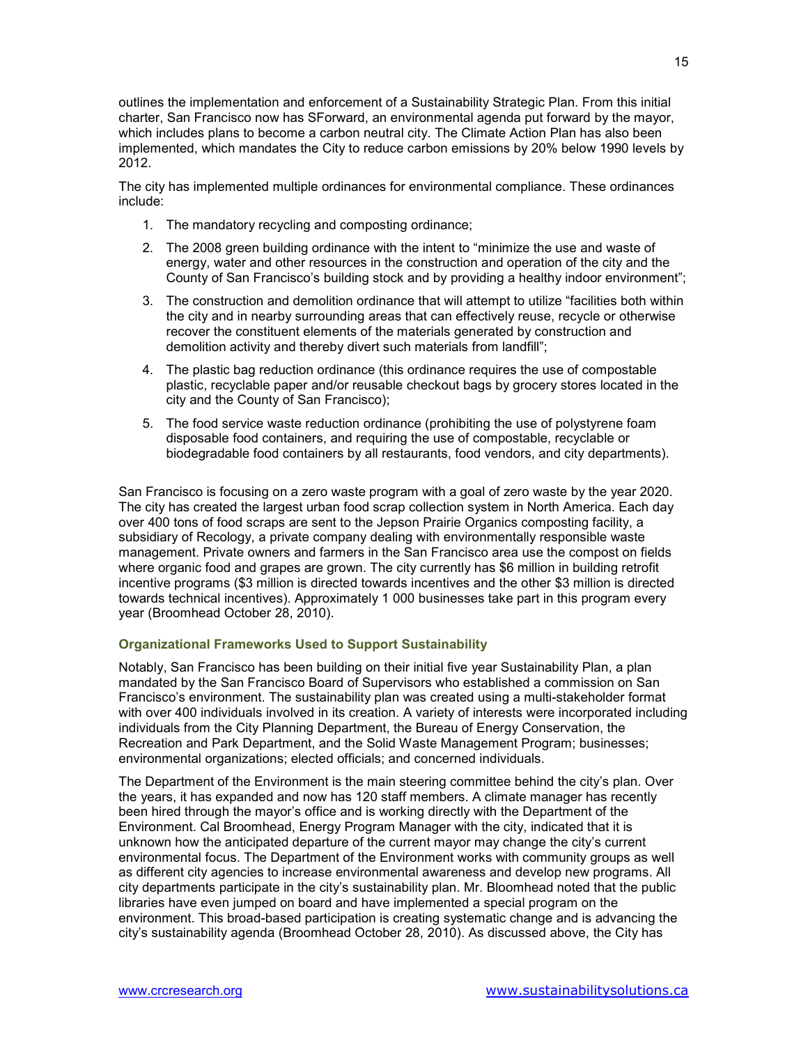outlines the implementation and enforcement of a Sustainability Strategic Plan. From this initial charter, San Francisco now has SForward, an environmental agenda put forward by the mayor, which includes plans to become a carbon neutral city. The Climate Action Plan has also been implemented, which mandates the City to reduce carbon emissions by 20% below 1990 levels by 2012.

The city has implemented multiple ordinances for environmental compliance. These ordinances include:

1. The mandatory recycling and composting ordinance;
2. The 2008 green building ordinance with the intent to "minimize the use and waste of energy, water and other resources in the construction and operation of the city and the County of San Francisco's building stock and by providing a healthy indoor environment";
3. The construction and demolition ordinance that will attempt to utilize "facilities both within the city and in nearby surrounding areas that can effectively reuse, recycle or otherwise recover the constituent elements of the materials generated by construction and demolition activity and thereby divert such materials from landfill";
4. The plastic bag reduction ordinance (this ordinance requires the use of compostable plastic, recyclable paper and/or reusable checkout bags by grocery stores located in the city and the County of San Francisco);
5. The food service waste reduction ordinance (prohibiting the use of polystyrene foam disposable food containers, and requiring the use of compostable, recyclable or biodegradable food containers by all restaurants, food vendors, and city departments).

San Francisco is focusing on a zero waste program with a goal of zero waste by the year 2020. The city has created the largest urban food scrap collection system in North America. Each day over 400 tons of food scraps are sent to the Jepson Prairie Organics composting facility, a subsidiary of Recology, a private company dealing with environmentally responsible waste management. Private owners and farmers in the San Francisco area use the compost on fields where organic food and grapes are grown. The city currently has $6 million in building retrofit incentive programs ($3 million is directed towards incentives and the other $3 million is directed towards technical incentives). Approximately 1 000 businesses take part in this program every year (Broomhead October 28, 2010).

### Organizational Frameworks Used to Support Sustainability

Notably, San Francisco has been building on their initial five year Sustainability Plan, a plan mandated by the San Francisco Board of Supervisors who established a commission on San Francisco's environment. The sustainability plan was created using a multi-stakeholder format with over 400 individuals involved in its creation. A variety of interests were incorporated including individuals from the City Planning Department, the Bureau of Energy Conservation, the Recreation and Park Department, and the Solid Waste Management Program; businesses; environmental organizations; elected officials; and concerned individuals.

The Department of the Environment is the main steering committee behind the city's plan. Over the years, it has expanded and now has 120 staff members. A climate manager has recently been hired through the mayor's office and is working directly with the Department of the Environment. Cal Broomhead, Energy Program Manager with the city, indicated that it is unknown how the anticipated departure of the current mayor may change the city's current environmental focus. The Department of the Environment works with community groups as well as different city agencies to increase environmental awareness and develop new programs. All city departments participate in the city's sustainability plan. Mr. Bloomhead noted that the public libraries have even jumped on board and have implemented a special program on the environment. This broad-based participation is creating systematic change and is advancing the city's sustainability agenda (Broomhead October 28, 2010). As discussed above, the City has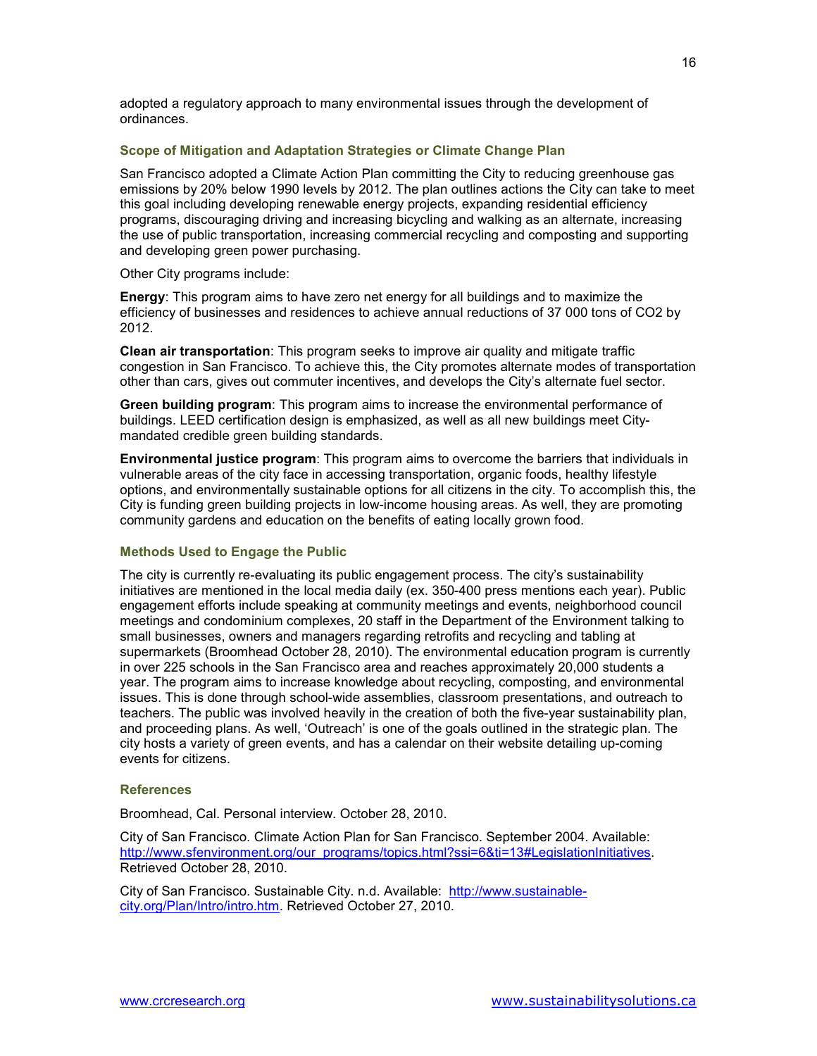adopted a regulatory approach to many environmental issues through the development of ordinances.

### Scope of Mitigation and Adaptation Strategies or Climate Change Plan

San Francisco adopted a Climate Action Plan committing the City to reducing greenhouse gas emissions by 20% below 1990 levels by 2012. The plan outlines actions the City can take to meet this goal including developing renewable energy projects, expanding residential efficiency programs, discouraging driving and increasing bicycling and walking as an alternate, increasing the use of public transportation, increasing commercial recycling and composting and supporting and developing green power purchasing.

Other City programs include:

**Energy**: This program aims to have zero net energy for all buildings and to maximize the efficiency of businesses and residences to achieve annual reductions of 37 000 tons of $CO_2$ by 2012.

**Clean air transportation**: This program seeks to improve air quality and mitigate traffic congestion in San Francisco. To achieve this, the City promotes alternate modes of transportation other than cars, gives out commuter incentives, and develops the City's alternate fuel sector.

**Green building program**: This program aims to increase the environmental performance of buildings. LEED certification design is emphasized, as well as all new buildings meet City-mandated credible green building standards.

**Environmental justice program**: This program aims to overcome the barriers that individuals in vulnerable areas of the city face in accessing transportation, organic foods, healthy lifestyle options, and environmentally sustainable options for all citizens in the city. To accomplish this, the City is funding green building projects in low-income housing areas. As well, they are promoting community gardens and education on the benefits of eating locally grown food.

### Methods Used to Engage the Public

The city is currently re-evaluating its public engagement process. The city's sustainability initiatives are mentioned in the local media daily (ex. 350-400 press mentions each year). Public engagement efforts include speaking at community meetings and events, neighborhood council meetings and condominium complexes, 20 staff in the Department of the Environment talking to small businesses, owners and managers regarding retrofits and recycling and tabling at supermarkets (Broomhead October 28, 2010). The environmental education program is currently in over 225 schools in the San Francisco area and reaches approximately 20,000 students a year. The program aims to increase knowledge about recycling, composting, and environmental issues. This is done through school-wide assemblies, classroom presentations, and outreach to teachers. The public was involved heavily in the creation of both the five-year sustainability plan, and proceeding plans. As well, 'Outreach' is one of the goals outlined in the strategic plan. The city hosts a variety of green events, and has a calendar on their website detailing up-coming events for citizens.

### References

Broomhead, Cal. Personal interview. October 28, 2010.

City of San Francisco. Climate Action Plan for San Francisco. September 2004. Available: http://www.sfenvironment.org/our_programs/topics.html?ssi=6&ti=13#LegislationInitiatives. Retrieved October 28, 2010.

City of San Francisco. Sustainable City. n.d. Available: http://www.sustainable-city.org/Plan/Intro/intro.htm. Retrieved October 27, 2010.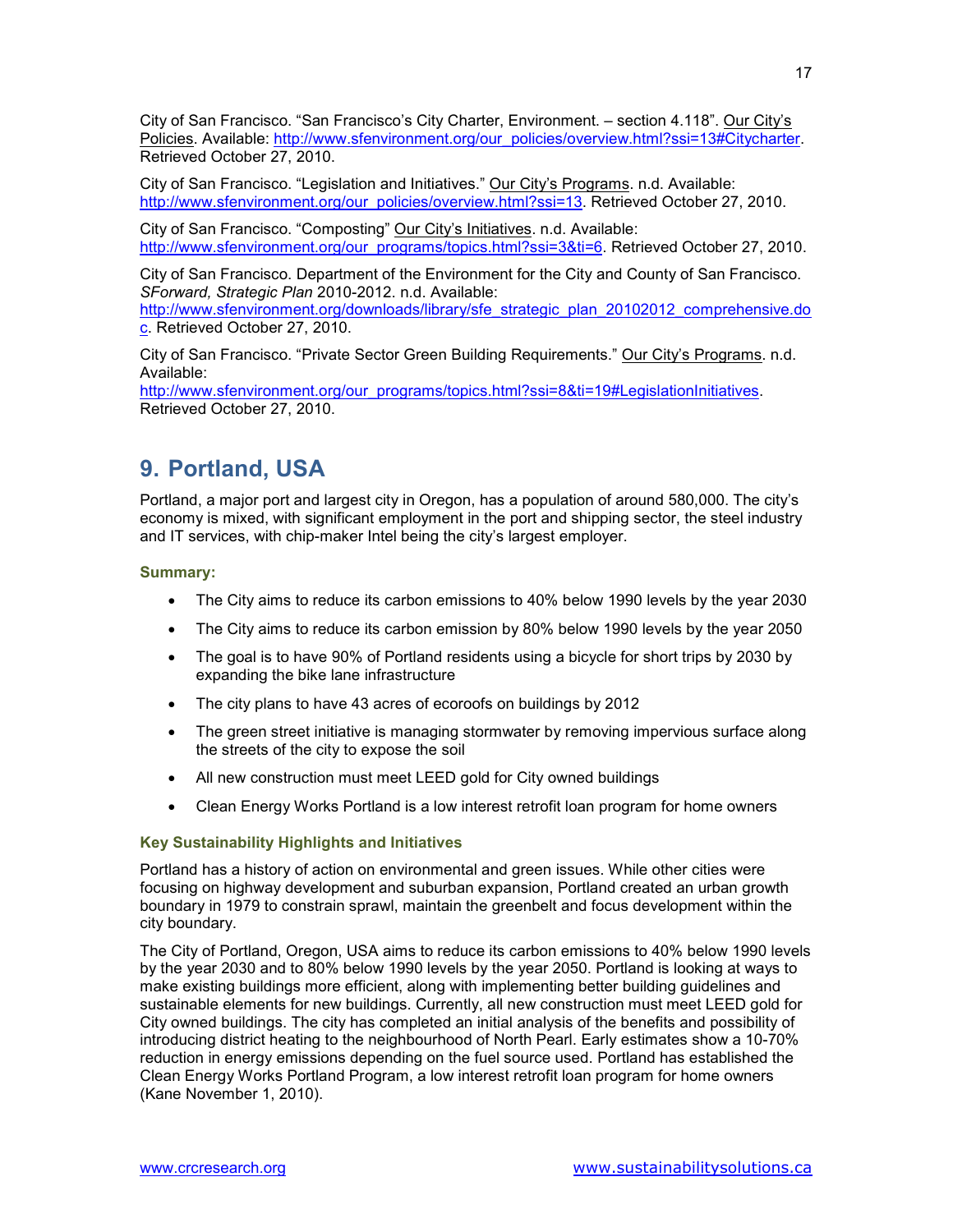City of San Francisco. "San Francisco's City Charter, Environment. – section 4.118". Our City's Policies. Available: http://www.sfenvironment.org/our_policies/overview.html?ssi=13#Citycharter. Retrieved October 27, 2010.

City of San Francisco. "Legislation and Initiatives." Our City's Programs. n.d. Available: http://www.sfenvironment.org/our_policies/overview.html?ssi=13. Retrieved October 27, 2010.

City of San Francisco. "Composting" Our City's Initiatives. n.d. Available: http://www.sfenvironment.org/our_programs/topics.html?ssi=3&ti=6. Retrieved October 27, 2010.

City of San Francisco. Department of the Environment for the City and County of San Francisco. *SForward, Strategic Plan* 2010-2012. n.d. Available: http://www.sfenvironment.org/downloads/library/sfe_strategic_plan_20102012_comprehensive.doc. Retrieved October 27, 2010.

City of San Francisco. "Private Sector Green Building Requirements." Our City's Programs. n.d. Available: http://www.sfenvironment.org/our_programs/topics.html?ssi=8&ti=19#LegislationInitiatives. Retrieved October 27, 2010.

## 9. Portland, USA

Portland, a major port and largest city in Oregon, has a population of around 580,000. The city's economy is mixed, with significant employment in the port and shipping sector, the steel industry and IT services, with chip-maker Intel being the city's largest employer.

### Summary:

- The City aims to reduce its carbon emissions to 40% below 1990 levels by the year 2030
- The City aims to reduce its carbon emission by 80% below 1990 levels by the year 2050
- The goal is to have 90% of Portland residents using a bicycle for short trips by 2030 by expanding the bike lane infrastructure
- The city plans to have 43 acres of ecoroofs on buildings by 2012
- The green street initiative is managing stormwater by removing impervious surface along the streets of the city to expose the soil
- All new construction must meet LEED gold for City owned buildings
- Clean Energy Works Portland is a low interest retrofit loan program for home owners

### Key Sustainability Highlights and Initiatives

Portland has a history of action on environmental and green issues. While other cities were focusing on highway development and suburban expansion, Portland created an urban growth boundary in 1979 to constrain sprawl, maintain the greenbelt and focus development within the city boundary.

The City of Portland, Oregon, USA aims to reduce its carbon emissions to 40% below 1990 levels by the year 2030 and to 80% below 1990 levels by the year 2050. Portland is looking at ways to make existing buildings more efficient, along with implementing better building guidelines and sustainable elements for new buildings. Currently, all new construction must meet LEED gold for City owned buildings. The city has completed an initial analysis of the benefits and possibility of introducing district heating to the neighbourhood of North Pearl. Early estimates show a 10-70% reduction in energy emissions depending on the fuel source used. Portland has established the Clean Energy Works Portland Program, a low interest retrofit loan program for home owners (Kane November 1, 2010).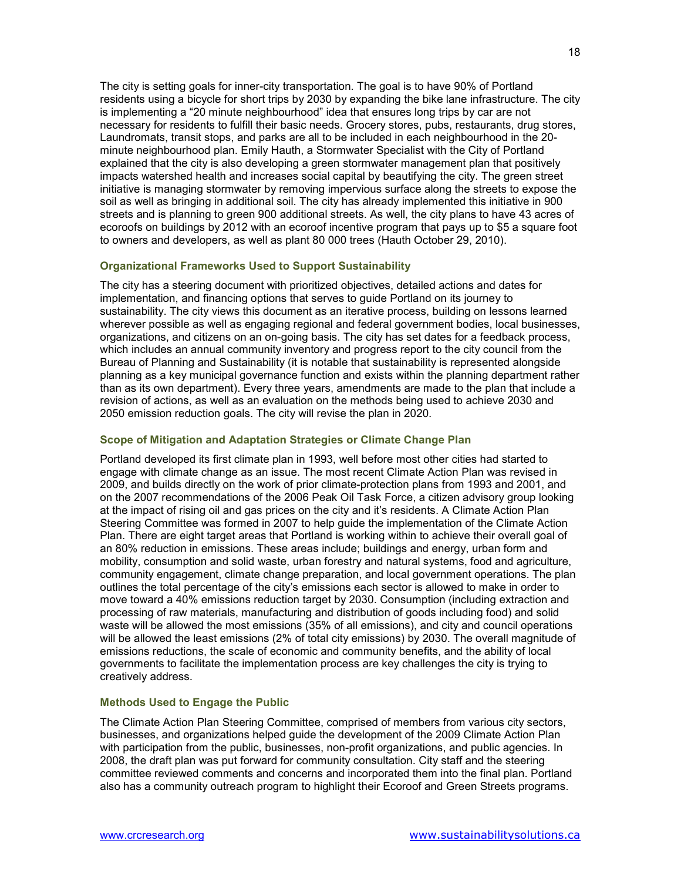The city is setting goals for inner-city transportation. The goal is to have 90% of Portland residents using a bicycle for short trips by 2030 by expanding the bike lane infrastructure. The city is implementing a "20 minute neighbourhood" idea that ensures long trips by car are not necessary for residents to fulfill their basic needs. Grocery stores, pubs, restaurants, drug stores, Laundromats, transit stops, and parks are all to be included in each neighbourhood in the 20-minute neighbourhood plan. Emily Hauth, a Stormwater Specialist with the City of Portland explained that the city is also developing a green stormwater management plan that positively impacts watershed health and increases social capital by beautifying the city. The green street initiative is managing stormwater by removing impervious surface along the streets to expose the soil as well as bringing in additional soil. The city has already implemented this initiative in 900 streets and is planning to green 900 additional streets. As well, the city plans to have 43 acres of ecoroofs on buildings by 2012 with an ecoroof incentive program that pays up to $5 a square foot to owners and developers, as well as plant 80 000 trees (Hauth October 29, 2010).

### Organizational Frameworks Used to Support Sustainability

The city has a steering document with prioritized objectives, detailed actions and dates for implementation, and financing options that serves to guide Portland on its journey to sustainability. The city views this document as an iterative process, building on lessons learned wherever possible as well as engaging regional and federal government bodies, local businesses, organizations, and citizens on an on-going basis. The city has set dates for a feedback process, which includes an annual community inventory and progress report to the city council from the Bureau of Planning and Sustainability (it is notable that sustainability is represented alongside planning as a key municipal governance function and exists within the planning department rather than as its own department). Every three years, amendments are made to the plan that include a revision of actions, as well as an evaluation on the methods being used to achieve 2030 and 2050 emission reduction goals. The city will revise the plan in 2020.

### Scope of Mitigation and Adaptation Strategies or Climate Change Plan

Portland developed its first climate plan in 1993, well before most other cities had started to engage with climate change as an issue. The most recent Climate Action Plan was revised in 2009, and builds directly on the work of prior climate-protection plans from 1993 and 2001, and on the 2007 recommendations of the 2006 Peak Oil Task Force, a citizen advisory group looking at the impact of rising oil and gas prices on the city and it's residents. A Climate Action Plan Steering Committee was formed in 2007 to help guide the implementation of the Climate Action Plan. There are eight target areas that Portland is working within to achieve their overall goal of an 80% reduction in emissions. These areas include; buildings and energy, urban form and mobility, consumption and solid waste, urban forestry and natural systems, food and agriculture, community engagement, climate change preparation, and local government operations. The plan outlines the total percentage of the city's emissions each sector is allowed to make in order to move toward a 40% emissions reduction target by 2030. Consumption (including extraction and processing of raw materials, manufacturing and distribution of goods including food) and solid waste will be allowed the most emissions (35% of all emissions), and city and council operations will be allowed the least emissions (2% of total city emissions) by 2030. The overall magnitude of emissions reductions, the scale of economic and community benefits, and the ability of local governments to facilitate the implementation process are key challenges the city is trying to creatively address.

### Methods Used to Engage the Public

The Climate Action Plan Steering Committee, comprised of members from various city sectors, businesses, and organizations helped guide the development of the 2009 Climate Action Plan with participation from the public, businesses, non-profit organizations, and public agencies. In 2008, the draft plan was put forward for community consultation. City staff and the steering committee reviewed comments and concerns and incorporated them into the final plan. Portland also has a community outreach program to highlight their Ecoroof and Green Streets programs.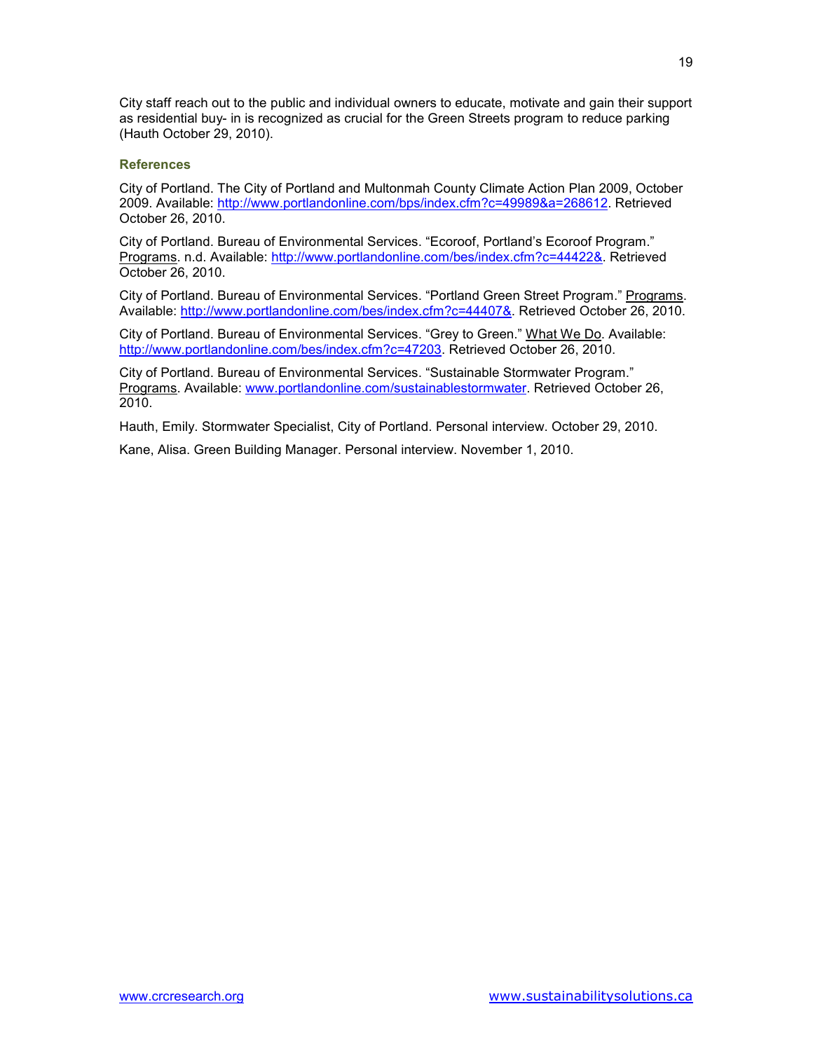City staff reach out to the public and individual owners to educate, motivate and gain their support as residential buy- in is recognized as crucial for the Green Streets program to reduce parking (Hauth October 29, 2010).

### References

City of Portland. The City of Portland and Multonmah County Climate Action Plan 2009, October 2009. Available: http://www.portlandonline.com/bps/index.cfm?c=49989&a=268612. Retrieved October 26, 2010.

City of Portland. Bureau of Environmental Services. "Ecoroof, Portland's Ecoroof Program." Programs. n.d. Available: http://www.portlandonline.com/bes/index.cfm?c=44422&. Retrieved October 26, 2010.

City of Portland. Bureau of Environmental Services. "Portland Green Street Program." Programs. Available: http://www.portlandonline.com/bes/index.cfm?c=44407&. Retrieved October 26, 2010.

City of Portland. Bureau of Environmental Services. "Grey to Green." What We Do. Available: http://www.portlandonline.com/bes/index.cfm?c=47203. Retrieved October 26, 2010.

City of Portland. Bureau of Environmental Services. "Sustainable Stormwater Program." Programs. Available: www.portlandonline.com/sustainablestormwater. Retrieved October 26, 2010.

Hauth, Emily. Stormwater Specialist, City of Portland. Personal interview. October 29, 2010.

Kane, Alisa. Green Building Manager. Personal interview. November 1, 2010.